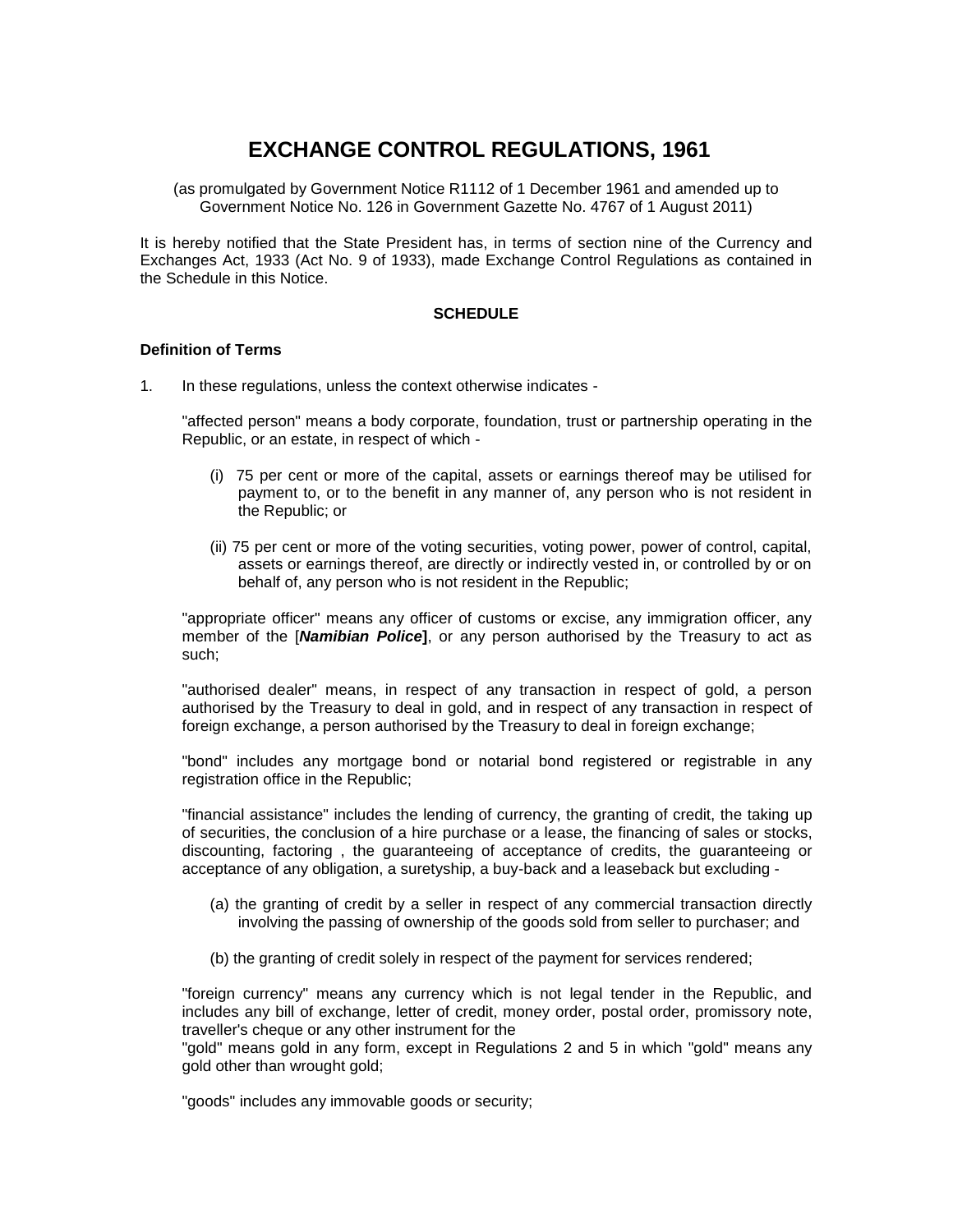# EXCHANGE CONTROL REGULATIONS, 1961

(as promulgated by Government Notice R1112 of 1 December 1961 and amended up to Government Notice No. 126 in Government Gazette No. 4767 of 1 August 2011)

It is hereby notified that the State President has, in terms of section nine of the Currency and Exchanges Act, 1933 (Act No. 9 of 1933), made Exchange Control Regulations as contained in the Schedule in this Notice.

**SCHEDULE**

**Definition of Terms**

1. In these regulations, unless the context otherwise indicates -

"affected person" means a body corporate, foundation, trust or partnership operating in the Republic, or an estate, in respect of which -

(i) 75 per cent or more of the capital, assets or earnings thereof may be utilised for payment to, or to the benefit in any manner of, any person who is not resident in the Republic; or

(ii) 75 per cent or more of the voting securities, voting power, power of control, capital, assets or earnings thereof, are directly or indirectly vested in, or controlled by or on behalf of, any person who is not resident in the Republic;

"appropriate officer" means any officer of customs or excise, any immigration officer, any member of the [***Namibian Police***], or any person authorised by the Treasury to act as such;

"authorised dealer" means, in respect of any transaction in respect of gold, a person authorised by the Treasury to deal in gold, and in respect of any transaction in respect of foreign exchange, a person authorised by the Treasury to deal in foreign exchange;

"bond" includes any mortgage bond or notarial bond registered or registrable in any registration office in the Republic;

"financial assistance" includes the lending of currency, the granting of credit, the taking up of securities, the conclusion of a hire purchase or a lease, the financing of sales or stocks, discounting, factoring , the guaranteeing of acceptance of credits, the guaranteeing or acceptance of any obligation, a suretyship, a buy-back and a leaseback but excluding -

(a) the granting of credit by a seller in respect of any commercial transaction directly involving the passing of ownership of the goods sold from seller to purchaser; and

(b) the granting of credit solely in respect of the payment for services rendered;

"foreign currency" means any currency which is not legal tender in the Republic, and includes any bill of exchange, letter of credit, money order, postal order, promissory note, traveller's cheque or any other instrument for the

"gold" means gold in any form, except in Regulations 2 and 5 in which "gold" means any gold other than wrought gold;

"goods" includes any immovable goods or security;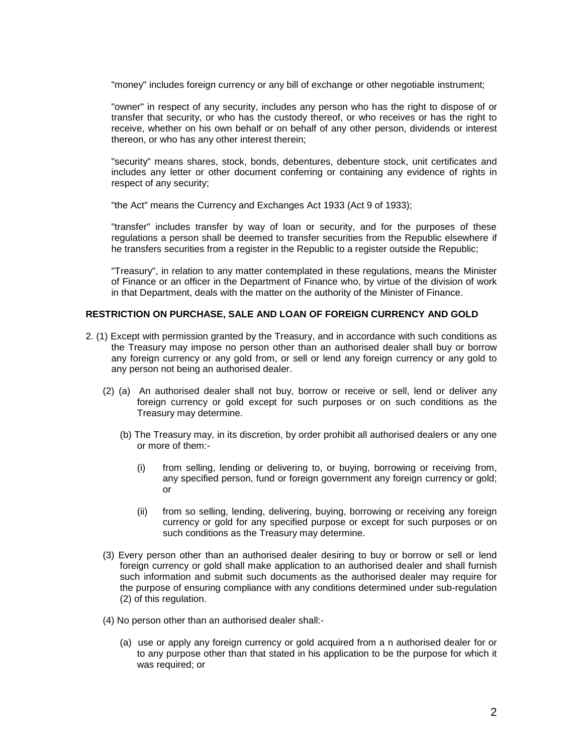"money" includes foreign currency or any bill of exchange or other negotiable instrument;

"owner" in respect of any security, includes any person who has the right to dispose of or transfer that security, or who has the custody thereof, or who receives or has the right to receive, whether on his own behalf or on behalf of any other person, dividends or interest thereon, or who has any other interest therein;

"security" means shares, stock, bonds, debentures, debenture stock, unit certificates and includes any letter or other document conferring or containing any evidence of rights in respect of any security;

"the Act" means the Currency and Exchanges Act 1933 (Act 9 of 1933);

"transfer" includes transfer by way of loan or security, and for the purposes of these regulations a person shall be deemed to transfer securities from the Republic elsewhere if he transfers securities from a register in the Republic to a register outside the Republic;

"Treasury", in relation to any matter contemplated in these regulations, means the Minister of Finance or an officer in the Department of Finance who, by virtue of the division of work in that Department, deals with the matter on the authority of the Minister of Finance.

**RESTRICTION ON PURCHASE, SALE AND LOAN OF FOREIGN CURRENCY AND GOLD**

2. (1) Except with permission granted by the Treasury, and in accordance with such conditions as the Treasury may impose no person other than an authorised dealer shall buy or borrow any foreign currency or any gold from, or sell or lend any foreign currency or any gold to any person not being an authorised dealer.

   (2) (a) An authorised dealer shall not buy, borrow or receive or sell, lend or deliver any foreign currency or gold except for such purposes or on such conditions as the Treasury may determine.

   (b) The Treasury may, in its discretion, by order prohibit all authorised dealers or any one or more of them:-

   (i) from selling, lending or delivering to, or buying, borrowing or receiving from, any specified person, fund or foreign government any foreign currency or gold; or

   (ii) from so selling, lending, delivering, buying, borrowing or receiving any foreign currency or gold for any specified purpose or except for such purposes or on such conditions as the Treasury may determine.

   (3) Every person other than an authorised dealer desiring to buy or borrow or sell or lend foreign currency or gold shall make application to an authorised dealer and shall furnish such information and submit such documents as the authorised dealer may require for the purpose of ensuring compliance with any conditions determined under sub-regulation (2) of this regulation.

   (4) No person other than an authorised dealer shall:-

   (a) use or apply any foreign currency or gold acquired from a n authorised dealer for or to any purpose other than that stated in his application to be the purpose for which it was required; or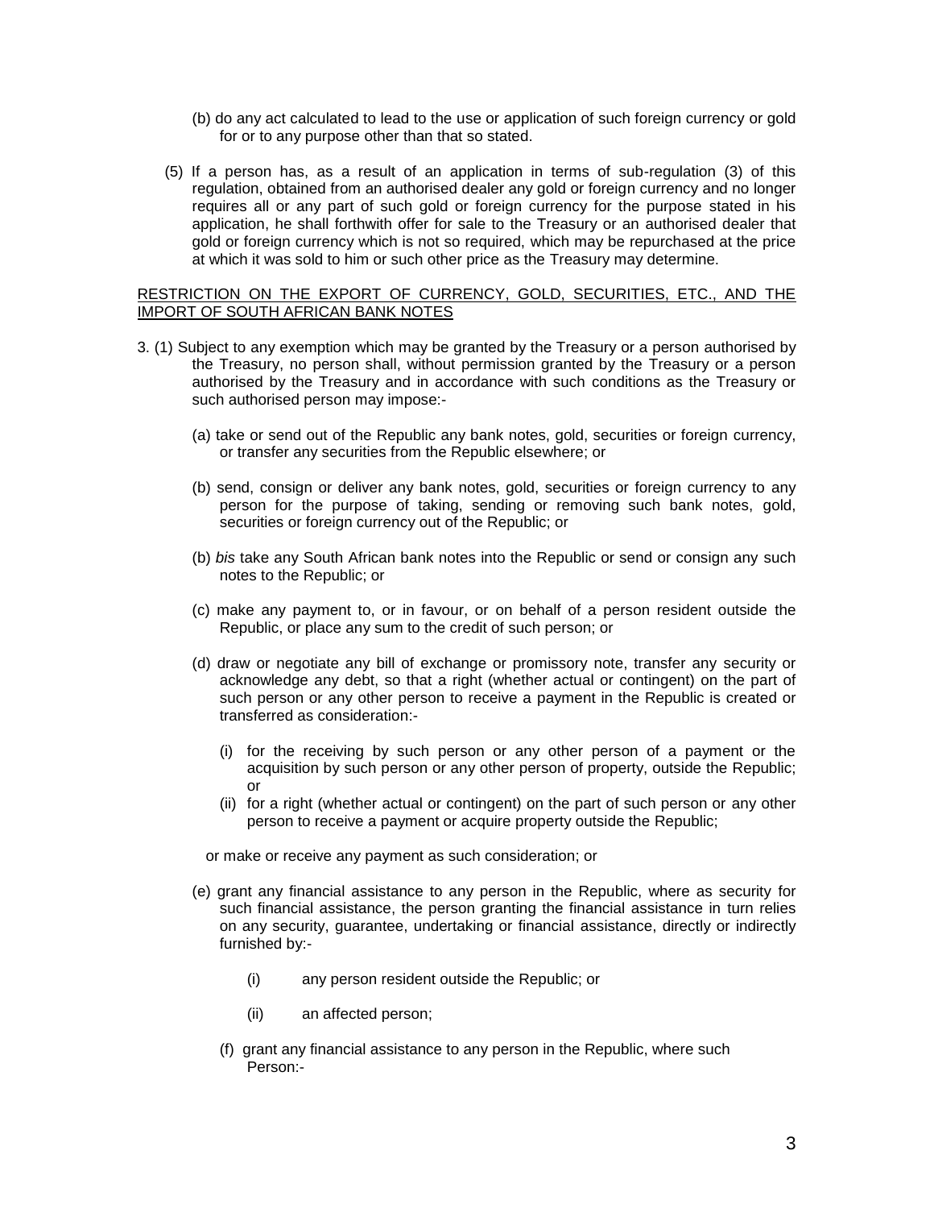(b) do any act calculated to lead to the use or application of such foreign currency or gold for or to any purpose other than that so stated.

(5) If a person has, as a result of an application in terms of sub-regulation (3) of this regulation, obtained from an authorised dealer any gold or foreign currency and no longer requires all or any part of such gold or foreign currency for the purpose stated in his application, he shall forthwith offer for sale to the Treasury or an authorised dealer that gold or foreign currency which is not so required, which may be repurchased at the price at which it was sold to him or such other price as the Treasury may determine.

<u>RESTRICTION ON THE EXPORT OF CURRENCY, GOLD, SECURITIES, ETC., AND THE IMPORT OF SOUTH AFRICAN BANK NOTES</u>

3. (1) Subject to any exemption which may be granted by the Treasury or a person authorised by the Treasury, no person shall, without permission granted by the Treasury or a person authorised by the Treasury and in accordance with such conditions as the Treasury or such authorised person may impose:-

(a) take or send out of the Republic any bank notes, gold, securities or foreign currency, or transfer any securities from the Republic elsewhere; or

(b) send, consign or deliver any bank notes, gold, securities or foreign currency to any person for the purpose of taking, sending or removing such bank notes, gold, securities or foreign currency out of the Republic; or

(b) *bis* take any South African bank notes into the Republic or send or consign any such notes to the Republic; or

(c) make any payment to, or in favour, or on behalf of a person resident outside the Republic, or place any sum to the credit of such person; or

(d) draw or negotiate any bill of exchange or promissory note, transfer any security or acknowledge any debt, so that a right (whether actual or contingent) on the part of such person or any other person to receive a payment in the Republic is created or transferred as consideration:-

(i) for the receiving by such person or any other person of a payment or the acquisition by such person or any other person of property, outside the Republic; or

(ii) for a right (whether actual or contingent) on the part of such person or any other person to receive a payment or acquire property outside the Republic;

or make or receive any payment as such consideration; or

(e) grant any financial assistance to any person in the Republic, where as security for such financial assistance, the person granting the financial assistance in turn relies on any security, guarantee, undertaking or financial assistance, directly or indirectly furnished by:-

(i) any person resident outside the Republic; or

(ii) an affected person;

(f) grant any financial assistance to any person in the Republic, where such Person:-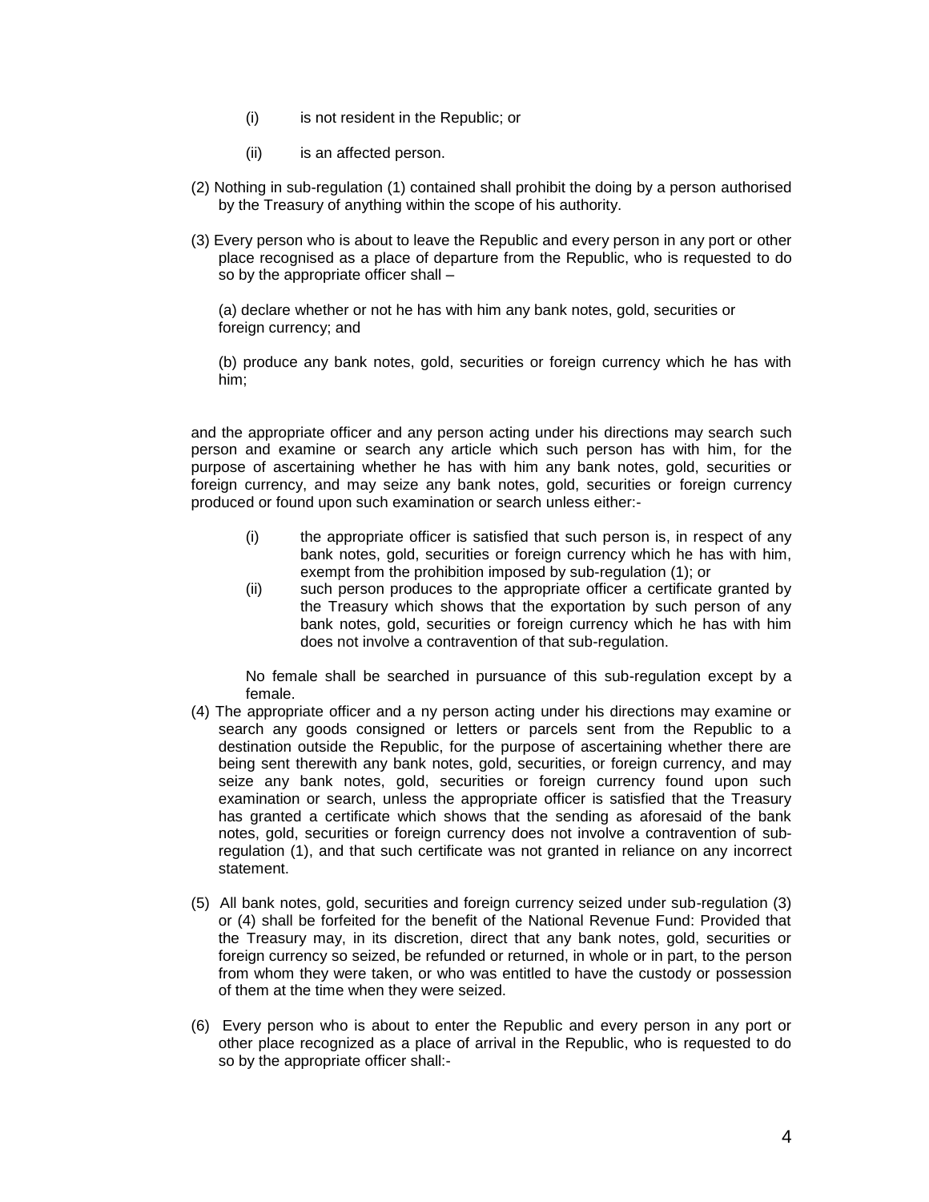(i) is not resident in the Republic; or

(ii) is an affected person.

(2) Nothing in sub-regulation (1) contained shall prohibit the doing by a person authorised by the Treasury of anything within the scope of his authority.

(3) Every person who is about to leave the Republic and every person in any port or other place recognised as a place of departure from the Republic, who is requested to do so by the appropriate officer shall –

(a) declare whether or not he has with him any bank notes, gold, securities or foreign currency; and

(b) produce any bank notes, gold, securities or foreign currency which he has with him;

and the appropriate officer and any person acting under his directions may search such person and examine or search any article which such person has with him, for the purpose of ascertaining whether he has with him any bank notes, gold, securities or foreign currency, and may seize any bank notes, gold, securities or foreign currency produced or found upon such examination or search unless either:-

(i) the appropriate officer is satisfied that such person is, in respect of any bank notes, gold, securities or foreign currency which he has with him, exempt from the prohibition imposed by sub-regulation (1); or

(ii) such person produces to the appropriate officer a certificate granted by the Treasury which shows that the exportation by such person of any bank notes, gold, securities or foreign currency which he has with him does not involve a contravention of that sub-regulation.

No female shall be searched in pursuance of this sub-regulation except by a female.

(4) The appropriate officer and a ny person acting under his directions may examine or search any goods consigned or letters or parcels sent from the Republic to a destination outside the Republic, for the purpose of ascertaining whether there are being sent therewith any bank notes, gold, securities, or foreign currency, and may seize any bank notes, gold, securities or foreign currency found upon such examination or search, unless the appropriate officer is satisfied that the Treasury has granted a certificate which shows that the sending as aforesaid of the bank notes, gold, securities or foreign currency does not involve a contravention of sub-regulation (1), and that such certificate was not granted in reliance on any incorrect statement.

(5) All bank notes, gold, securities and foreign currency seized under sub-regulation (3) or (4) shall be forfeited for the benefit of the National Revenue Fund: Provided that the Treasury may, in its discretion, direct that any bank notes, gold, securities or foreign currency so seized, be refunded or returned, in whole or in part, to the person from whom they were taken, or who was entitled to have the custody or possession of them at the time when they were seized.

(6) Every person who is about to enter the Republic and every person in any port or other place recognized as a place of arrival in the Republic, who is requested to do so by the appropriate officer shall:-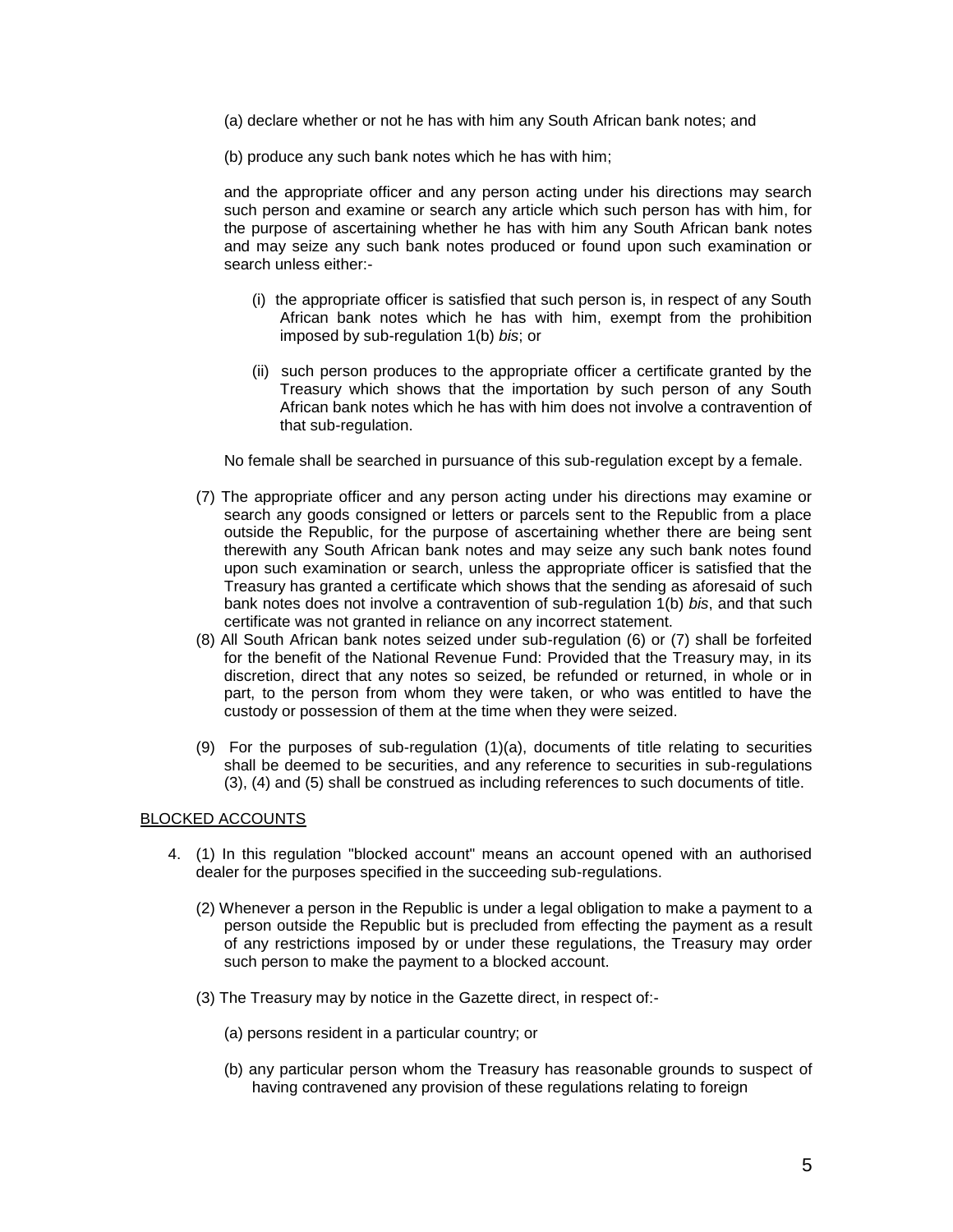(a) declare whether or not he has with him any South African bank notes; and

(b) produce any such bank notes which he has with him;

and the appropriate officer and any person acting under his directions may search such person and examine or search any article which such person has with him, for the purpose of ascertaining whether he has with him any South African bank notes and may seize any such bank notes produced or found upon such examination or search unless either:-

(i) the appropriate officer is satisfied that such person is, in respect of any South African bank notes which he has with him, exempt from the prohibition imposed by sub-regulation 1(b) *bis*; or

(ii) such person produces to the appropriate officer a certificate granted by the Treasury which shows that the importation by such person of any South African bank notes which he has with him does not involve a contravention of that sub-regulation.

No female shall be searched in pursuance of this sub-regulation except by a female.

(7) The appropriate officer and any person acting under his directions may examine or search any goods consigned or letters or parcels sent to the Republic from a place outside the Republic, for the purpose of ascertaining whether there are being sent therewith any South African bank notes and may seize any such bank notes found upon such examination or search, unless the appropriate officer is satisfied that the Treasury has granted a certificate which shows that the sending as aforesaid of such bank notes does not involve a contravention of sub-regulation 1(b) *bis*, and that such certificate was not granted in reliance on any incorrect statement.

(8) All South African bank notes seized under sub-regulation (6) or (7) shall be forfeited for the benefit of the National Revenue Fund: Provided that the Treasury may, in its discretion, direct that any notes so seized, be refunded or returned, in whole or in part, to the person from whom they were taken, or who was entitled to have the custody or possession of them at the time when they were seized.

(9) For the purposes of sub-regulation (1)(a), documents of title relating to securities shall be deemed to be securities, and any reference to securities in sub-regulations (3), (4) and (5) shall be construed as including references to such documents of title.

## BLOCKED ACCOUNTS

4. (1) In this regulation "blocked account" means an account opened with an authorised dealer for the purposes specified in the succeeding sub-regulations.

(2) Whenever a person in the Republic is under a legal obligation to make a payment to a person outside the Republic but is precluded from effecting the payment as a result of any restrictions imposed by or under these regulations, the Treasury may order such person to make the payment to a blocked account.

(3) The Treasury may by notice in the Gazette direct, in respect of:-

(a) persons resident in a particular country; or

(b) any particular person whom the Treasury has reasonable grounds to suspect of having contravened any provision of these regulations relating to foreign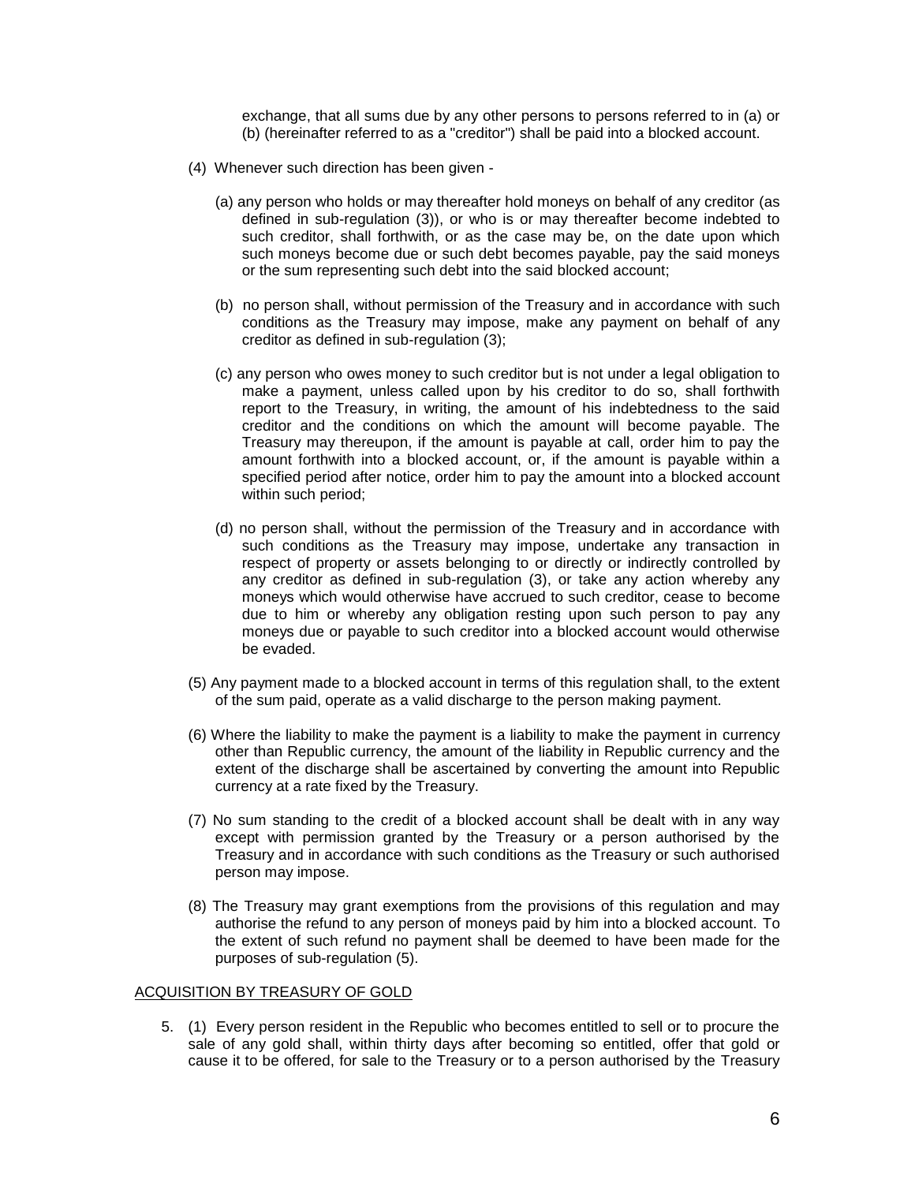exchange, that all sums due by any other persons to persons referred to in (a) or (b) (hereinafter referred to as a "creditor") shall be paid into a blocked account.

(4) Whenever such direction has been given -

(a) any person who holds or may thereafter hold moneys on behalf of any creditor (as defined in sub-regulation (3)), or who is or may thereafter become indebted to such creditor, shall forthwith, or as the case may be, on the date upon which such moneys become due or such debt becomes payable, pay the said moneys or the sum representing such debt into the said blocked account;

(b) no person shall, without permission of the Treasury and in accordance with such conditions as the Treasury may impose, make any payment on behalf of any creditor as defined in sub-regulation (3);

(c) any person who owes money to such creditor but is not under a legal obligation to make a payment, unless called upon by his creditor to do so, shall forthwith report to the Treasury, in writing, the amount of his indebtedness to the said creditor and the conditions on which the amount will become payable. The Treasury may thereupon, if the amount is payable at call, order him to pay the amount forthwith into a blocked account, or, if the amount is payable within a specified period after notice, order him to pay the amount into a blocked account within such period;

(d) no person shall, without the permission of the Treasury and in accordance with such conditions as the Treasury may impose, undertake any transaction in respect of property or assets belonging to or directly or indirectly controlled by any creditor as defined in sub-regulation (3), or take any action whereby any moneys which would otherwise have accrued to such creditor, cease to become due to him or whereby any obligation resting upon such person to pay any moneys due or payable to such creditor into a blocked account would otherwise be evaded.

(5) Any payment made to a blocked account in terms of this regulation shall, to the extent of the sum paid, operate as a valid discharge to the person making payment.

(6) Where the liability to make the payment is a liability to make the payment in currency other than Republic currency, the amount of the liability in Republic currency and the extent of the discharge shall be ascertained by converting the amount into Republic currency at a rate fixed by the Treasury.

(7) No sum standing to the credit of a blocked account shall be dealt with in any way except with permission granted by the Treasury or a person authorised by the Treasury and in accordance with such conditions as the Treasury or such authorised person may impose.

(8) The Treasury may grant exemptions from the provisions of this regulation and may authorise the refund to any person of moneys paid by him into a blocked account. To the extent of such refund no payment shall be deemed to have been made for the purposes of sub-regulation (5).

ACQUISITION BY TREASURY OF GOLD

5. (1) Every person resident in the Republic who becomes entitled to sell or to procure the sale of any gold shall, within thirty days after becoming so entitled, offer that gold or cause it to be offered, for sale to the Treasury or to a person authorised by the Treasury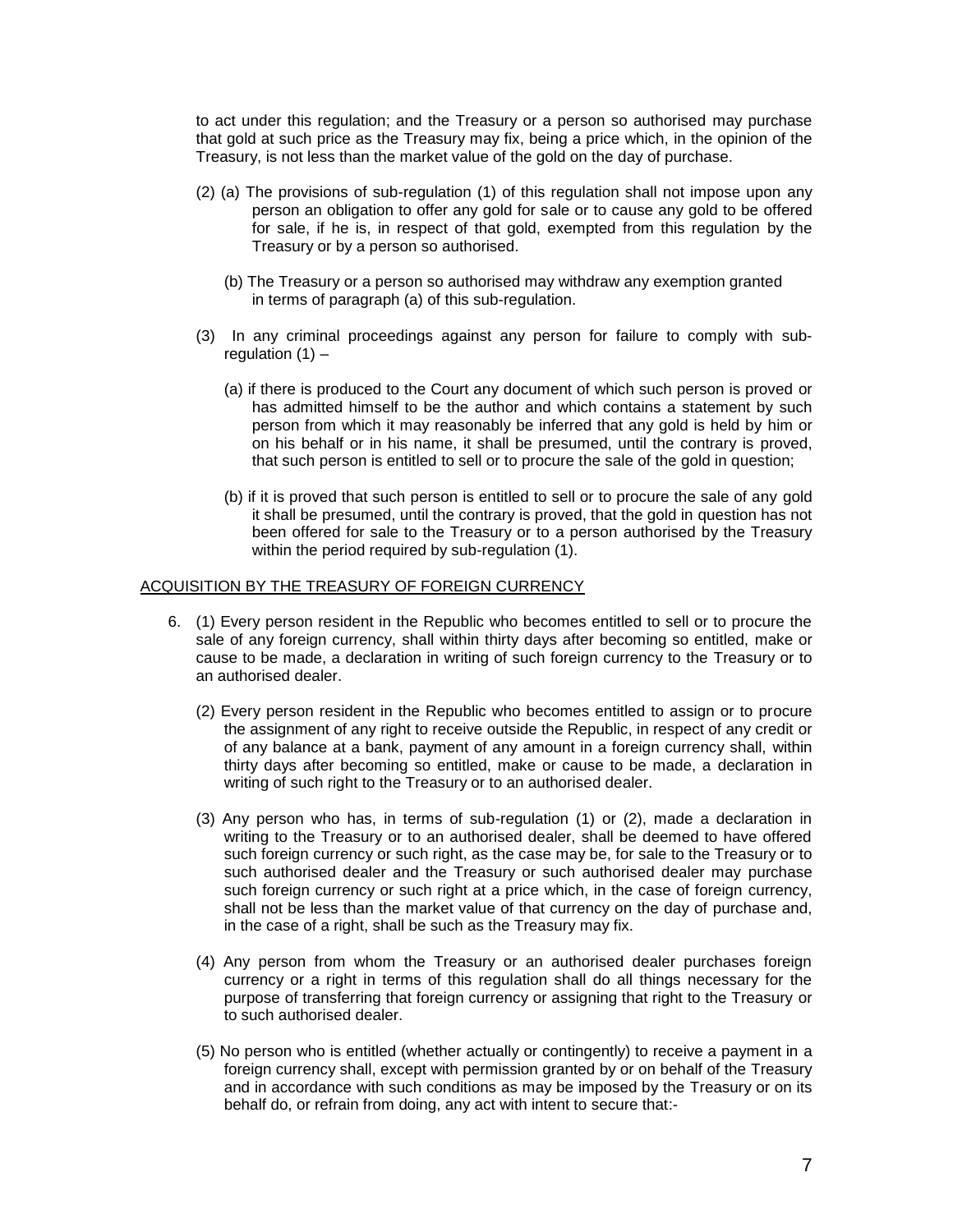to act under this regulation; and the Treasury or a person so authorised may purchase that gold at such price as the Treasury may fix, being a price which, in the opinion of the Treasury, is not less than the market value of the gold on the day of purchase.

(2) (a) The provisions of sub-regulation (1) of this regulation shall not impose upon any person an obligation to offer any gold for sale or to cause any gold to be offered for sale, if he is, in respect of that gold, exempted from this regulation by the Treasury or by a person so authorised.

(b) The Treasury or a person so authorised may withdraw any exemption granted in terms of paragraph (a) of this sub-regulation.

(3) In any criminal proceedings against any person for failure to comply with sub-regulation (1) –

(a) if there is produced to the Court any document of which such person is proved or has admitted himself to be the author and which contains a statement by such person from which it may reasonably be inferred that any gold is held by him or on his behalf or in his name, it shall be presumed, until the contrary is proved, that such person is entitled to sell or to procure the sale of the gold in question;

(b) if it is proved that such person is entitled to sell or to procure the sale of any gold it shall be presumed, until the contrary is proved, that the gold in question has not been offered for sale to the Treasury or to a person authorised by the Treasury within the period required by sub-regulation (1).

## ACQUISITION BY THE TREASURY OF FOREIGN CURRENCY

6. (1) Every person resident in the Republic who becomes entitled to sell or to procure the sale of any foreign currency, shall within thirty days after becoming so entitled, make or cause to be made, a declaration in writing of such foreign currency to the Treasury or to an authorised dealer.

(2) Every person resident in the Republic who becomes entitled to assign or to procure the assignment of any right to receive outside the Republic, in respect of any credit or of any balance at a bank, payment of any amount in a foreign currency shall, within thirty days after becoming so entitled, make or cause to be made, a declaration in writing of such right to the Treasury or to an authorised dealer.

(3) Any person who has, in terms of sub-regulation (1) or (2), made a declaration in writing to the Treasury or to an authorised dealer, shall be deemed to have offered such foreign currency or such right, as the case may be, for sale to the Treasury or to such authorised dealer and the Treasury or such authorised dealer may purchase such foreign currency or such right at a price which, in the case of foreign currency, shall not be less than the market value of that currency on the day of purchase and, in the case of a right, shall be such as the Treasury may fix.

(4) Any person from whom the Treasury or an authorised dealer purchases foreign currency or a right in terms of this regulation shall do all things necessary for the purpose of transferring that foreign currency or assigning that right to the Treasury or to such authorised dealer.

(5) No person who is entitled (whether actually or contingently) to receive a payment in a foreign currency shall, except with permission granted by or on behalf of the Treasury and in accordance with such conditions as may be imposed by the Treasury or on its behalf do, or refrain from doing, any act with intent to secure that:-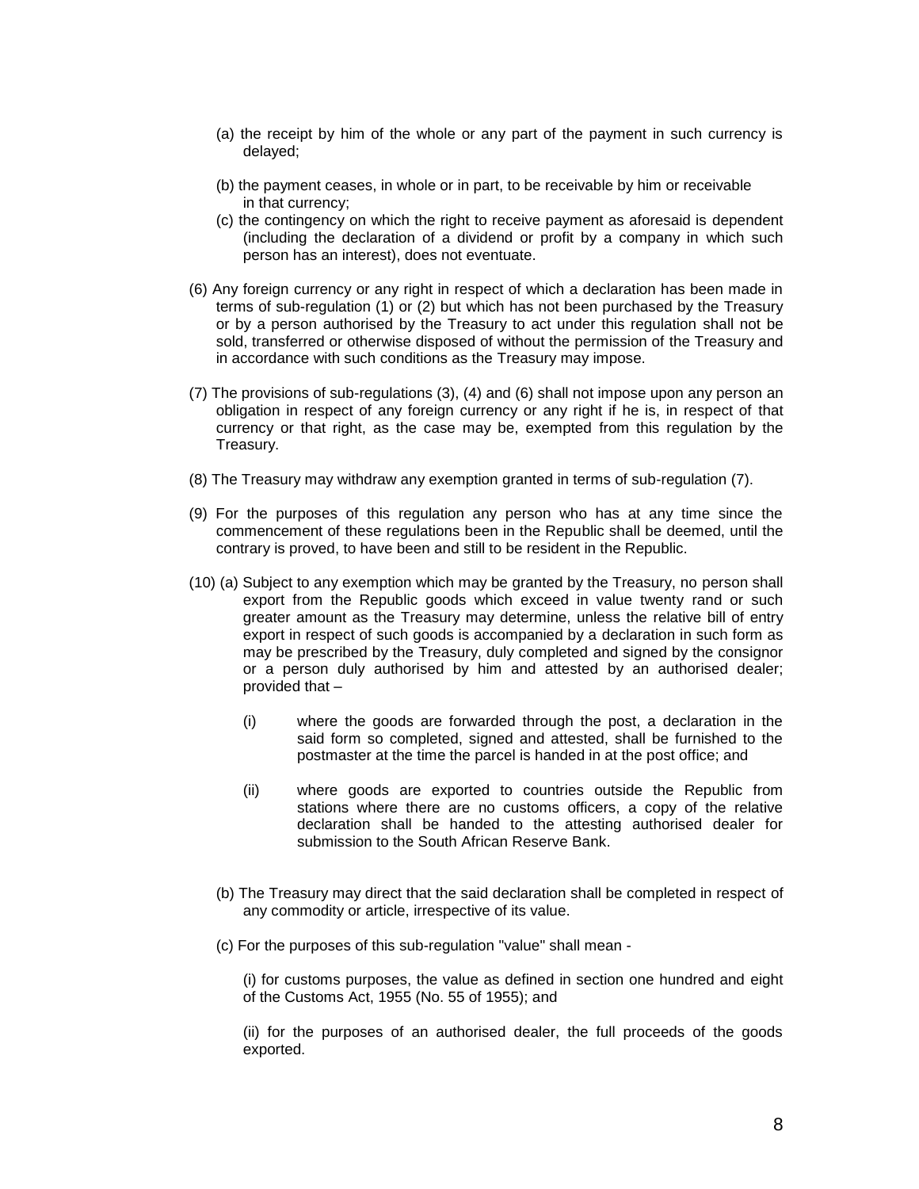(a) the receipt by him of the whole or any part of the payment in such currency is delayed;

(b) the payment ceases, in whole or in part, to be receivable by him or receivable in that currency;

(c) the contingency on which the right to receive payment as aforesaid is dependent (including the declaration of a dividend or profit by a company in which such person has an interest), does not eventuate.

(6) Any foreign currency or any right in respect of which a declaration has been made in terms of sub-regulation (1) or (2) but which has not been purchased by the Treasury or by a person authorised by the Treasury to act under this regulation shall not be sold, transferred or otherwise disposed of without the permission of the Treasury and in accordance with such conditions as the Treasury may impose.

(7) The provisions of sub-regulations (3), (4) and (6) shall not impose upon any person an obligation in respect of any foreign currency or any right if he is, in respect of that currency or that right, as the case may be, exempted from this regulation by the Treasury.

(8) The Treasury may withdraw any exemption granted in terms of sub-regulation (7).

(9) For the purposes of this regulation any person who has at any time since the commencement of these regulations been in the Republic shall be deemed, until the contrary is proved, to have been and still to be resident in the Republic.

(10) (a) Subject to any exemption which may be granted by the Treasury, no person shall export from the Republic goods which exceed in value twenty rand or such greater amount as the Treasury may determine, unless the relative bill of entry export in respect of such goods is accompanied by a declaration in such form as may be prescribed by the Treasury, duly completed and signed by the consignor or a person duly authorised by him and attested by an authorised dealer; provided that –

(i) where the goods are forwarded through the post, a declaration in the said form so completed, signed and attested, shall be furnished to the postmaster at the time the parcel is handed in at the post office; and

(ii) where goods are exported to countries outside the Republic from stations where there are no customs officers, a copy of the relative declaration shall be handed to the attesting authorised dealer for submission to the South African Reserve Bank.

(b) The Treasury may direct that the said declaration shall be completed in respect of any commodity or article, irrespective of its value.

(c) For the purposes of this sub-regulation "value" shall mean -

(i) for customs purposes, the value as defined in section one hundred and eight of the Customs Act, 1955 (No. 55 of 1955); and

(ii) for the purposes of an authorised dealer, the full proceeds of the goods exported.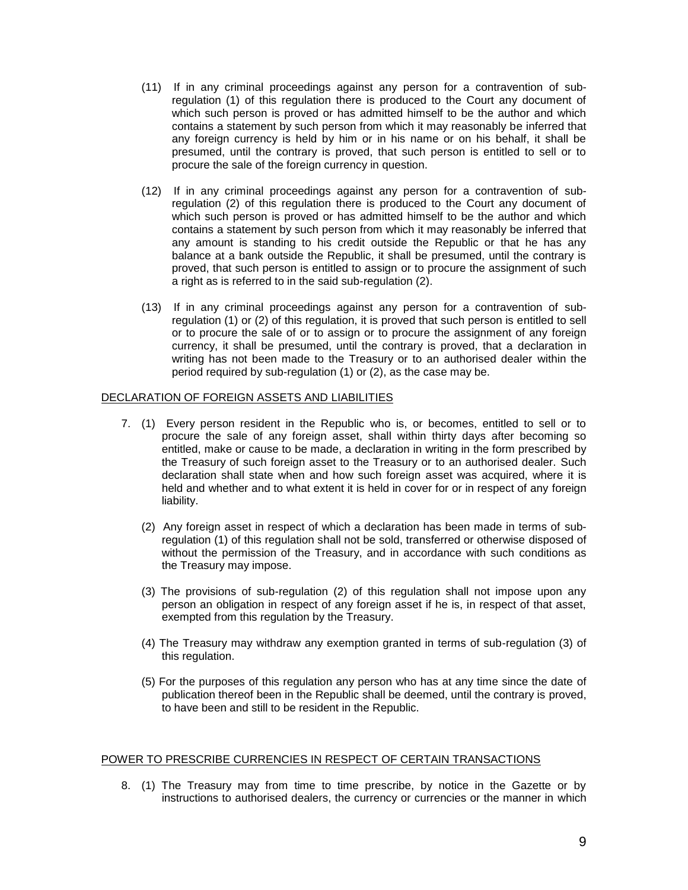(11) If in any criminal proceedings against any person for a contravention of sub-regulation (1) of this regulation there is produced to the Court any document of which such person is proved or has admitted himself to be the author and which contains a statement by such person from which it may reasonably be inferred that any foreign currency is held by him or in his name or on his behalf, it shall be presumed, until the contrary is proved, that such person is entitled to sell or to procure the sale of the foreign currency in question.

(12) If in any criminal proceedings against any person for a contravention of sub-regulation (2) of this regulation there is produced to the Court any document of which such person is proved or has admitted himself to be the author and which contains a statement by such person from which it may reasonably be inferred that any amount is standing to his credit outside the Republic or that he has any balance at a bank outside the Republic, it shall be presumed, until the contrary is proved, that such person is entitled to assign or to procure the assignment of such a right as is referred to in the said sub-regulation (2).

(13) If in any criminal proceedings against any person for a contravention of sub-regulation (1) or (2) of this regulation, it is proved that such person is entitled to sell or to procure the sale of or to assign or to procure the assignment of any foreign currency, it shall be presumed, until the contrary is proved, that a declaration in writing has not been made to the Treasury or to an authorised dealer within the period required by sub-regulation (1) or (2), as the case may be.

## DECLARATION OF FOREIGN ASSETS AND LIABILITIES

7. (1) Every person resident in the Republic who is, or becomes, entitled to sell or to procure the sale of any foreign asset, shall within thirty days after becoming so entitled, make or cause to be made, a declaration in writing in the form prescribed by the Treasury of such foreign asset to the Treasury or to an authorised dealer. Such declaration shall state when and how such foreign asset was acquired, where it is held and whether and to what extent it is held in cover for or in respect of any foreign liability.

(2) Any foreign asset in respect of which a declaration has been made in terms of sub-regulation (1) of this regulation shall not be sold, transferred or otherwise disposed of without the permission of the Treasury, and in accordance with such conditions as the Treasury may impose.

(3) The provisions of sub-regulation (2) of this regulation shall not impose upon any person an obligation in respect of any foreign asset if he is, in respect of that asset, exempted from this regulation by the Treasury.

(4) The Treasury may withdraw any exemption granted in terms of sub-regulation (3) of this regulation.

(5) For the purposes of this regulation any person who has at any time since the date of publication thereof been in the Republic shall be deemed, until the contrary is proved, to have been and still to be resident in the Republic.

## POWER TO PRESCRIBE CURRENCIES IN RESPECT OF CERTAIN TRANSACTIONS

8. (1) The Treasury may from time to time prescribe, by notice in the Gazette or by instructions to authorised dealers, the currency or currencies or the manner in which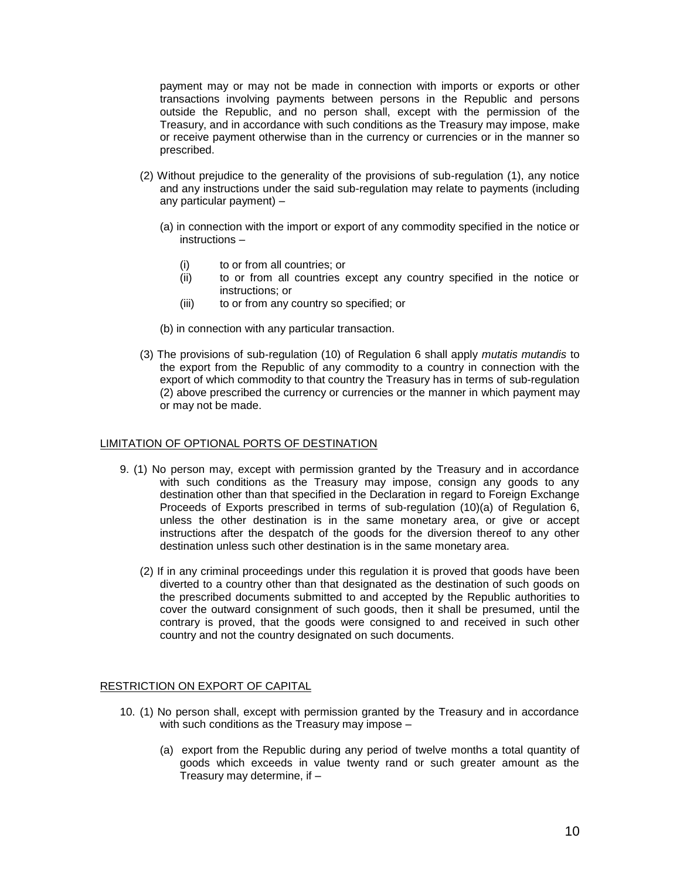payment may or may not be made in connection with imports or exports or other transactions involving payments between persons in the Republic and persons outside the Republic, and no person shall, except with the permission of the Treasury, and in accordance with such conditions as the Treasury may impose, make or receive payment otherwise than in the currency or currencies or in the manner so prescribed.

(2) Without prejudice to the generality of the provisions of sub-regulation (1), any notice and any instructions under the said sub-regulation may relate to payments (including any particular payment) –

(a) in connection with the import or export of any commodity specified in the notice or instructions –

(i) to or from all countries; or
(ii) to or from all countries except any country specified in the notice or instructions; or
(iii) to or from any country so specified; or

(b) in connection with any particular transaction.

(3) The provisions of sub-regulation (10) of Regulation 6 shall apply *mutatis mutandis* to the export from the Republic of any commodity to a country in connection with the export of which commodity to that country the Treasury has in terms of sub-regulation (2) above prescribed the currency or currencies or the manner in which payment may or may not be made.

## LIMITATION OF OPTIONAL PORTS OF DESTINATION

9. (1) No person may, except with permission granted by the Treasury and in accordance with such conditions as the Treasury may impose, consign any goods to any destination other than that specified in the Declaration in regard to Foreign Exchange Proceeds of Exports prescribed in terms of sub-regulation (10)(a) of Regulation 6, unless the other destination is in the same monetary area, or give or accept instructions after the despatch of the goods for the diversion thereof to any other destination unless such other destination is in the same monetary area.

(2) If in any criminal proceedings under this regulation it is proved that goods have been diverted to a country other than that designated as the destination of such goods on the prescribed documents submitted to and accepted by the Republic authorities to cover the outward consignment of such goods, then it shall be presumed, until the contrary is proved, that the goods were consigned to and received in such other country and not the country designated on such documents.

## RESTRICTION ON EXPORT OF CAPITAL

10. (1) No person shall, except with permission granted by the Treasury and in accordance with such conditions as the Treasury may impose –

(a) export from the Republic during any period of twelve months a total quantity of goods which exceeds in value twenty rand or such greater amount as the Treasury may determine, if –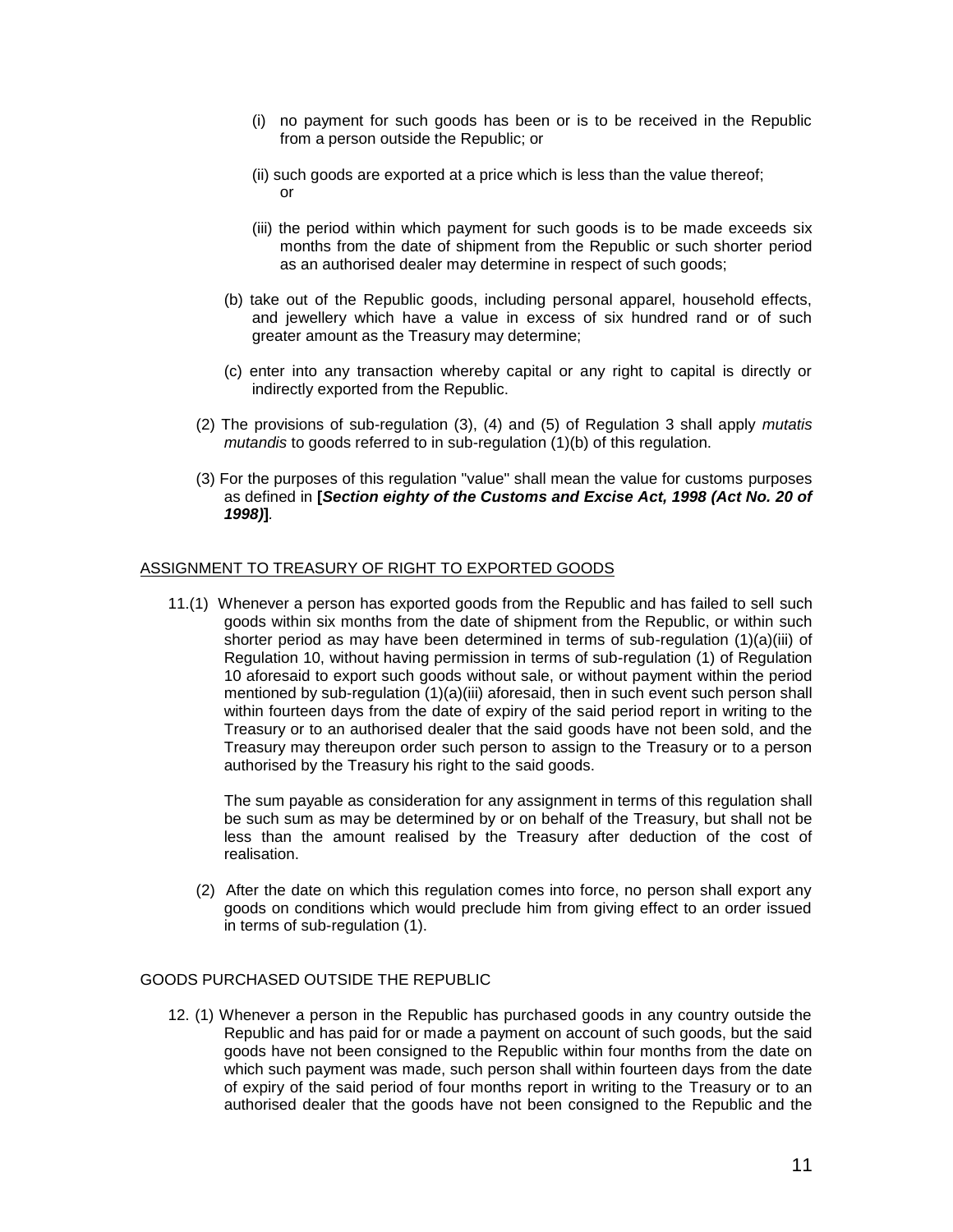(i) no payment for such goods has been or is to be received in the Republic from a person outside the Republic; or

(ii) such goods are exported at a price which is less than the value thereof; or

(iii) the period within which payment for such goods is to be made exceeds six months from the date of shipment from the Republic or such shorter period as an authorised dealer may determine in respect of such goods;

(b) take out of the Republic goods, including personal apparel, household effects, and jewellery which have a value in excess of six hundred rand or of such greater amount as the Treasury may determine;

(c) enter into any transaction whereby capital or any right to capital is directly or indirectly exported from the Republic.

(2) The provisions of sub-regulation (3), (4) and (5) of Regulation 3 shall apply *mutatis mutandis* to goods referred to in sub-regulation (1)(b) of this regulation.

(3) For the purposes of this regulation "value" shall mean the value for customs purposes as defined in **[*Section eighty of the Customs and Excise Act, 1998 (Act No. 20 of 1998)*]**.

ASSIGNMENT TO TREASURY OF RIGHT TO EXPORTED GOODS

11.(1) Whenever a person has exported goods from the Republic and has failed to sell such goods within six months from the date of shipment from the Republic, or within such shorter period as may have been determined in terms of sub-regulation (1)(a)(iii) of Regulation 10, without having permission in terms of sub-regulation (1) of Regulation 10 aforesaid to export such goods without sale, or without payment within the period mentioned by sub-regulation (1)(a)(iii) aforesaid, then in such event such person shall within fourteen days from the date of expiry of the said period report in writing to the Treasury or to an authorised dealer that the said goods have not been sold, and the Treasury may thereupon order such person to assign to the Treasury or to a person authorised by the Treasury his right to the said goods.

The sum payable as consideration for any assignment in terms of this regulation shall be such sum as may be determined by or on behalf of the Treasury, but shall not be less than the amount realised by the Treasury after deduction of the cost of realisation.

(2) After the date on which this regulation comes into force, no person shall export any goods on conditions which would preclude him from giving effect to an order issued in terms of sub-regulation (1).

GOODS PURCHASED OUTSIDE THE REPUBLIC

12. (1) Whenever a person in the Republic has purchased goods in any country outside the Republic and has paid for or made a payment on account of such goods, but the said goods have not been consigned to the Republic within four months from the date on which such payment was made, such person shall within fourteen days from the date of expiry of the said period of four months report in writing to the Treasury or to an authorised dealer that the goods have not been consigned to the Republic and the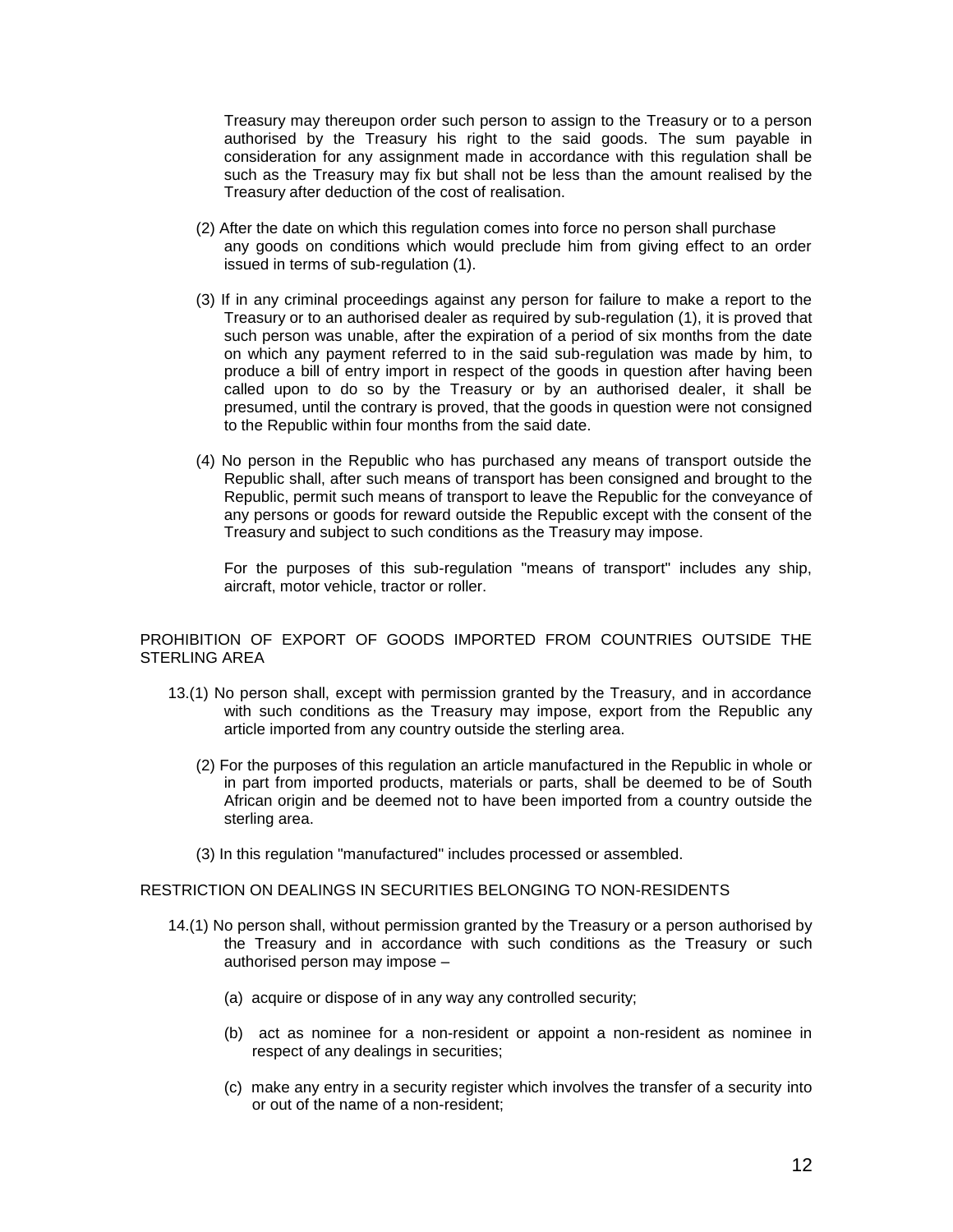Treasury may thereupon order such person to assign to the Treasury or to a person authorised by the Treasury his right to the said goods. The sum payable in consideration for any assignment made in accordance with this regulation shall be such as the Treasury may fix but shall not be less than the amount realised by the Treasury after deduction of the cost of realisation.

(2) After the date on which this regulation comes into force no person shall purchase any goods on conditions which would preclude him from giving effect to an order issued in terms of sub-regulation (1).

(3) If in any criminal proceedings against any person for failure to make a report to the Treasury or to an authorised dealer as required by sub-regulation (1), it is proved that such person was unable, after the expiration of a period of six months from the date on which any payment referred to in the said sub-regulation was made by him, to produce a bill of entry import in respect of the goods in question after having been called upon to do so by the Treasury or by an authorised dealer, it shall be presumed, until the contrary is proved, that the goods in question were not consigned to the Republic within four months from the said date.

(4) No person in the Republic who has purchased any means of transport outside the Republic shall, after such means of transport has been consigned and brought to the Republic, permit such means of transport to leave the Republic for the conveyance of any persons or goods for reward outside the Republic except with the consent of the Treasury and subject to such conditions as the Treasury may impose.

For the purposes of this sub-regulation "means of transport" includes any ship, aircraft, motor vehicle, tractor or roller.

PROHIBITION OF EXPORT OF GOODS IMPORTED FROM COUNTRIES OUTSIDE THE STERLING AREA

13.(1) No person shall, except with permission granted by the Treasury, and in accordance with such conditions as the Treasury may impose, export from the Republic any article imported from any country outside the sterling area.

(2) For the purposes of this regulation an article manufactured in the Republic in whole or in part from imported products, materials or parts, shall be deemed to be of South African origin and be deemed not to have been imported from a country outside the sterling area.

(3) In this regulation "manufactured" includes processed or assembled.

RESTRICTION ON DEALINGS IN SECURITIES BELONGING TO NON-RESIDENTS

14.(1) No person shall, without permission granted by the Treasury or a person authorised by the Treasury and in accordance with such conditions as the Treasury or such authorised person may impose –

(a) acquire or dispose of in any way any controlled security;

(b) act as nominee for a non-resident or appoint a non-resident as nominee in respect of any dealings in securities;

(c) make any entry in a security register which involves the transfer of a security into or out of the name of a non-resident;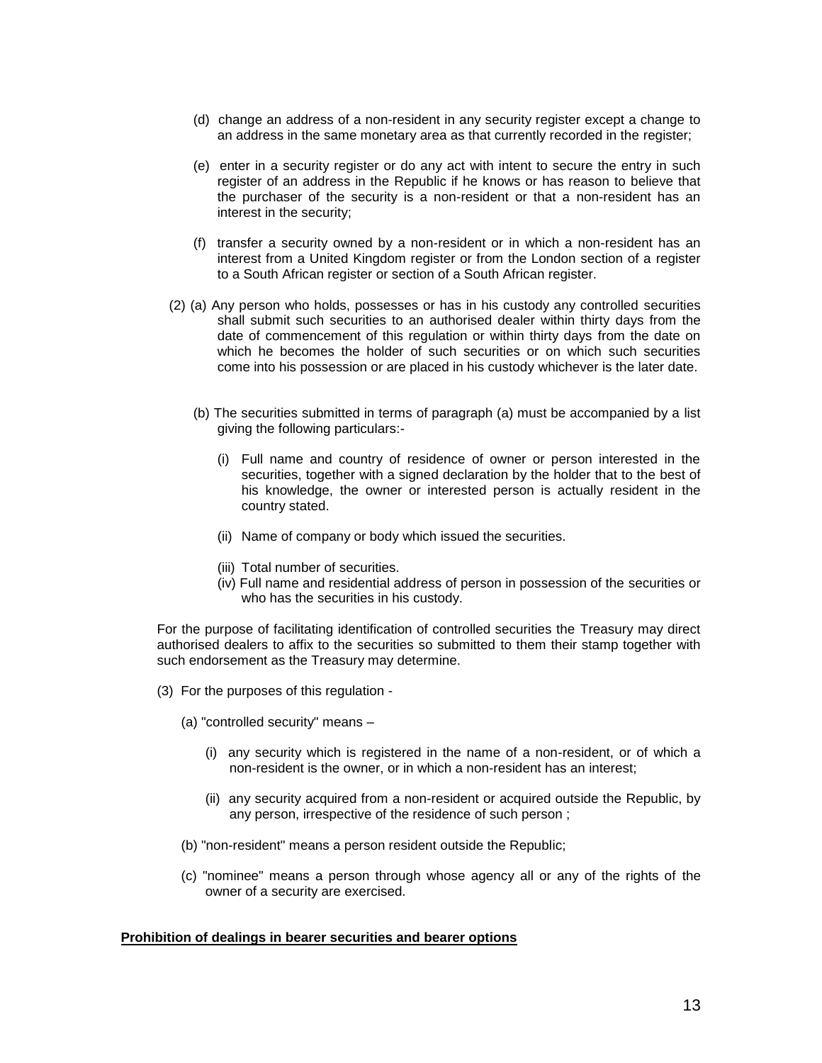(d) change an address of a non-resident in any security register except a change to an address in the same monetary area as that currently recorded in the register;

(e) enter in a security register or do any act with intent to secure the entry in such register of an address in the Republic if he knows or has reason to believe that the purchaser of the security is a non-resident or that a non-resident has an interest in the security;

(f) transfer a security owned by a non-resident or in which a non-resident has an interest from a United Kingdom register or from the London section of a register to a South African register or section of a South African register.

(2) (a) Any person who holds, possesses or has in his custody any controlled securities shall submit such securities to an authorised dealer within thirty days from the date of commencement of this regulation or within thirty days from the date on which he becomes the holder of such securities or on which such securities come into his possession or are placed in his custody whichever is the later date.

(b) The securities submitted in terms of paragraph (a) must be accompanied by a list giving the following particulars:-

(i) Full name and country of residence of owner or person interested in the securities, together with a signed declaration by the holder that to the best of his knowledge, the owner or interested person is actually resident in the country stated.

(ii) Name of company or body which issued the securities.

(iii) Total number of securities.

(iv) Full name and residential address of person in possession of the securities or who has the securities in his custody.

For the purpose of facilitating identification of controlled securities the Treasury may direct authorised dealers to affix to the securities so submitted to them their stamp together with such endorsement as the Treasury may determine.

(3) For the purposes of this regulation -

(a) "controlled security" means –

(i) any security which is registered in the name of a non-resident, or of which a non-resident is the owner, or in which a non-resident has an interest;

(ii) any security acquired from a non-resident or acquired outside the Republic, by any person, irrespective of the residence of such person ;

(b) "non-resident" means a person resident outside the Republic;

(c) "nominee" means a person through whose agency all or any of the rights of the owner of a security are exercised.

**Prohibition of dealings in bearer securities and bearer options**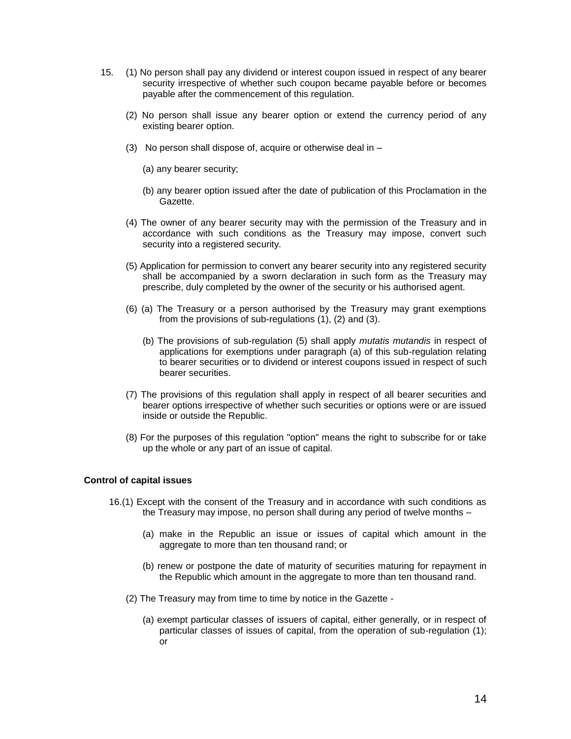15. (1) No person shall pay any dividend or interest coupon issued in respect of any bearer security irrespective of whether such coupon became payable before or becomes payable after the commencement of this regulation.

(2) No person shall issue any bearer option or extend the currency period of any existing bearer option.

(3) No person shall dispose of, acquire or otherwise deal in –

(a) any bearer security;

(b) any bearer option issued after the date of publication of this Proclamation in the Gazette.

(4) The owner of any bearer security may with the permission of the Treasury and in accordance with such conditions as the Treasury may impose, convert such security into a registered security.

(5) Application for permission to convert any bearer security into any registered security shall be accompanied by a sworn declaration in such form as the Treasury may prescribe, duly completed by the owner of the security or his authorised agent.

(6) (a) The Treasury or a person authorised by the Treasury may grant exemptions from the provisions of sub-regulations (1), (2) and (3).

(b) The provisions of sub-regulation (5) shall apply *mutatis mutandis* in respect of applications for exemptions under paragraph (a) of this sub-regulation relating to bearer securities or to dividend or interest coupons issued in respect of such bearer securities.

(7) The provisions of this regulation shall apply in respect of all bearer securities and bearer options irrespective of whether such securities or options were or are issued inside or outside the Republic.

(8) For the purposes of this regulation "option" means the right to subscribe for or take up the whole or any part of an issue of capital.

**Control of capital issues**

16.(1) Except with the consent of the Treasury and in accordance with such conditions as the Treasury may impose, no person shall during any period of twelve months –

(a) make in the Republic an issue or issues of capital which amount in the aggregate to more than ten thousand rand; or

(b) renew or postpone the date of maturity of securities maturing for repayment in the Republic which amount in the aggregate to more than ten thousand rand.

(2) The Treasury may from time to time by notice in the Gazette -

(a) exempt particular classes of issuers of capital, either generally, or in respect of particular classes of issues of capital, from the operation of sub-regulation (1); or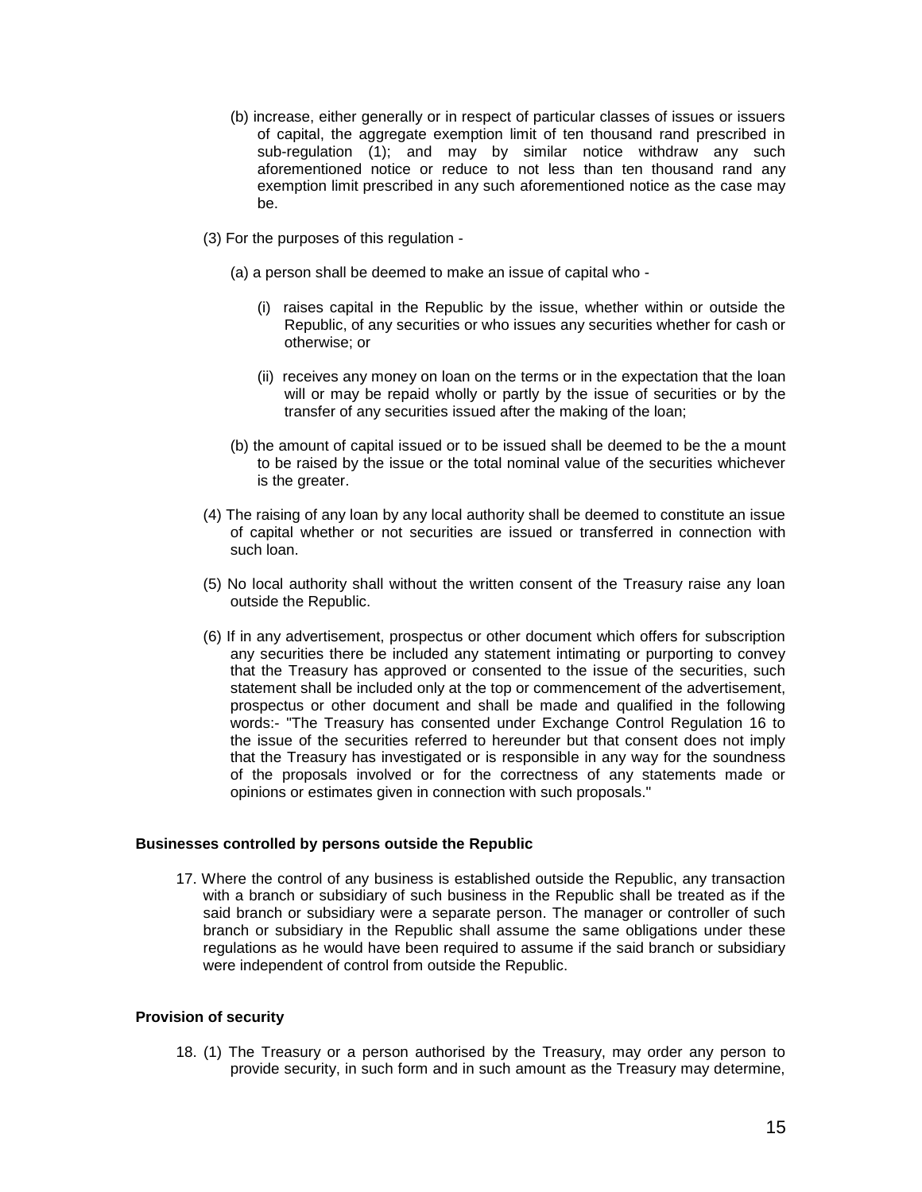(b) increase, either generally or in respect of particular classes of issues or issuers of capital, the aggregate exemption limit of ten thousand rand prescribed in sub-regulation (1); and may by similar notice withdraw any such aforementioned notice or reduce to not less than ten thousand rand any exemption limit prescribed in any such aforementioned notice as the case may be.

(3) For the purposes of this regulation -

(a) a person shall be deemed to make an issue of capital who -

(i) raises capital in the Republic by the issue, whether within or outside the Republic, of any securities or who issues any securities whether for cash or otherwise; or

(ii) receives any money on loan on the terms or in the expectation that the loan will or may be repaid wholly or partly by the issue of securities or by the transfer of any securities issued after the making of the loan;

(b) the amount of capital issued or to be issued shall be deemed to be the a mount to be raised by the issue or the total nominal value of the securities whichever is the greater.

(4) The raising of any loan by any local authority shall be deemed to constitute an issue of capital whether or not securities are issued or transferred in connection with such loan.

(5) No local authority shall without the written consent of the Treasury raise any loan outside the Republic.

(6) If in any advertisement, prospectus or other document which offers for subscription any securities there be included any statement intimating or purporting to convey that the Treasury has approved or consented to the issue of the securities, such statement shall be included only at the top or commencement of the advertisement, prospectus or other document and shall be made and qualified in the following words:- "The Treasury has consented under Exchange Control Regulation 16 to the issue of the securities referred to hereunder but that consent does not imply that the Treasury has investigated or is responsible in any way for the soundness of the proposals involved or for the correctness of any statements made or opinions or estimates given in connection with such proposals."

**Businesses controlled by persons outside the Republic**

17. Where the control of any business is established outside the Republic, any transaction with a branch or subsidiary of such business in the Republic shall be treated as if the said branch or subsidiary were a separate person. The manager or controller of such branch or subsidiary in the Republic shall assume the same obligations under these regulations as he would have been required to assume if the said branch or subsidiary were independent of control from outside the Republic.

**Provision of security**

18. (1) The Treasury or a person authorised by the Treasury, may order any person to provide security, in such form and in such amount as the Treasury may determine,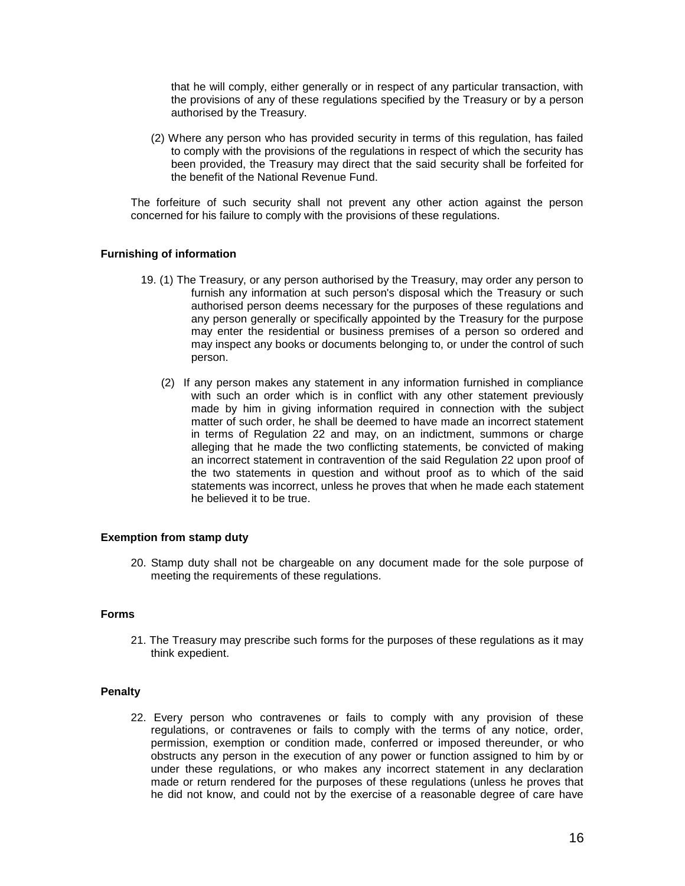that he will comply, either generally or in respect of any particular transaction, with the provisions of any of these regulations specified by the Treasury or by a person authorised by the Treasury.

(2) Where any person who has provided security in terms of this regulation, has failed to comply with the provisions of the regulations in respect of which the security has been provided, the Treasury may direct that the said security shall be forfeited for the benefit of the National Revenue Fund.

The forfeiture of such security shall not prevent any other action against the person concerned for his failure to comply with the provisions of these regulations.

**Furnishing of information**

19. (1) The Treasury, or any person authorised by the Treasury, may order any person to furnish any information at such person's disposal which the Treasury or such authorised person deems necessary for the purposes of these regulations and any person generally or specifically appointed by the Treasury for the purpose may enter the residential or business premises of a person so ordered and may inspect any books or documents belonging to, or under the control of such person.

(2) If any person makes any statement in any information furnished in compliance with such an order which is in conflict with any other statement previously made by him in giving information required in connection with the subject matter of such order, he shall be deemed to have made an incorrect statement in terms of Regulation 22 and may, on an indictment, summons or charge alleging that he made the two conflicting statements, be convicted of making an incorrect statement in contravention of the said Regulation 22 upon proof of the two statements in question and without proof as to which of the said statements was incorrect, unless he proves that when he made each statement he believed it to be true.

**Exemption from stamp duty**

20. Stamp duty shall not be chargeable on any document made for the sole purpose of meeting the requirements of these regulations.

**Forms**

21. The Treasury may prescribe such forms for the purposes of these regulations as it may think expedient.

**Penalty**

22. Every person who contravenes or fails to comply with any provision of these regulations, or contravenes or fails to comply with the terms of any notice, order, permission, exemption or condition made, conferred or imposed thereunder, or who obstructs any person in the execution of any power or function assigned to him by or under these regulations, or who makes any incorrect statement in any declaration made or return rendered for the purposes of these regulations (unless he proves that he did not know, and could not by the exercise of a reasonable degree of care have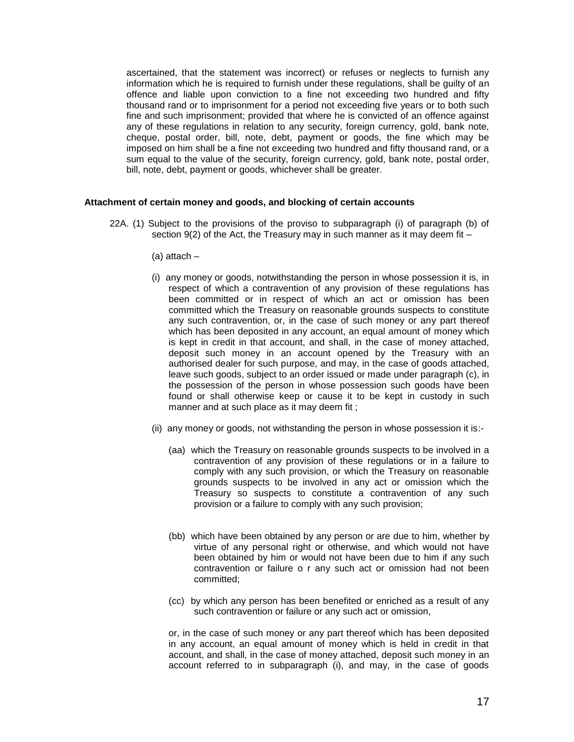ascertained, that the statement was incorrect) or refuses or neglects to furnish any information which he is required to furnish under these regulations, shall be guilty of an offence and liable upon conviction to a fine not exceeding two hundred and fifty thousand rand or to imprisonment for a period not exceeding five years or to both such fine and such imprisonment; provided that where he is convicted of an offence against any of these regulations in relation to any security, foreign currency, gold, bank note, cheque, postal order, bill, note, debt, payment or goods, the fine which may be imposed on him shall be a fine not exceeding two hundred and fifty thousand rand, or a sum equal to the value of the security, foreign currency, gold, bank note, postal order, bill, note, debt, payment or goods, whichever shall be greater.

**Attachment of certain money and goods, and blocking of certain accounts**

22A. (1) Subject to the provisions of the proviso to subparagraph (i) of paragraph (b) of section 9(2) of the Act, the Treasury may in such manner as it may deem fit –

(a) attach –

(i) any money or goods, notwithstanding the person in whose possession it is, in respect of which a contravention of any provision of these regulations has been committed or in respect of which an act or omission has been committed which the Treasury on reasonable grounds suspects to constitute any such contravention, or, in the case of such money or any part thereof which has been deposited in any account, an equal amount of money which is kept in credit in that account, and shall, in the case of money attached, deposit such money in an account opened by the Treasury with an authorised dealer for such purpose, and may, in the case of goods attached, leave such goods, subject to an order issued or made under paragraph (c), in the possession of the person in whose possession such goods have been found or shall otherwise keep or cause it to be kept in custody in such manner and at such place as it may deem fit ;

(ii) any money or goods, not withstanding the person in whose possession it is:-

(aa) which the Treasury on reasonable grounds suspects to be involved in a contravention of any provision of these regulations or in a failure to comply with any such provision, or which the Treasury on reasonable grounds suspects to be involved in any act or omission which the Treasury so suspects to constitute a contravention of any such provision or a failure to comply with any such provision;

(bb) which have been obtained by any person or are due to him, whether by virtue of any personal right or otherwise, and which would not have been obtained by him or would not have been due to him if any such contravention or failure o r any such act or omission had not been committed;

(cc) by which any person has been benefited or enriched as a result of any such contravention or failure or any such act or omission,

or, in the case of such money or any part thereof which has been deposited in any account, an equal amount of money which is held in credit in that account, and shall, in the case of money attached, deposit such money in an account referred to in subparagraph (i), and may, in the case of goods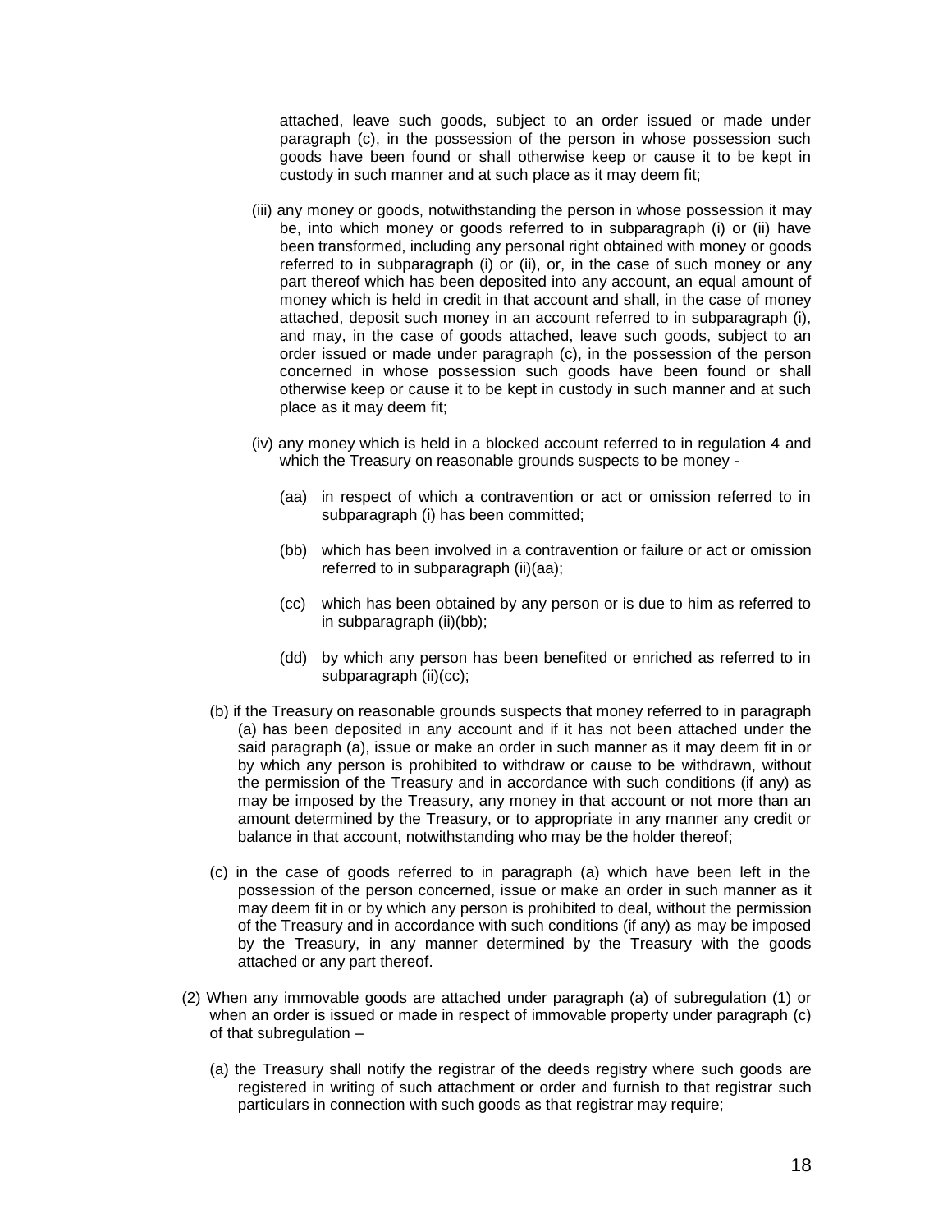attached, leave such goods, subject to an order issued or made under paragraph (c), in the possession of the person in whose possession such goods have been found or shall otherwise keep or cause it to be kept in custody in such manner and at such place as it may deem fit;

(iii) any money or goods, notwithstanding the person in whose possession it may be, into which money or goods referred to in subparagraph (i) or (ii) have been transformed, including any personal right obtained with money or goods referred to in subparagraph (i) or (ii), or, in the case of such money or any part thereof which has been deposited into any account, an equal amount of money which is held in credit in that account and shall, in the case of money attached, deposit such money in an account referred to in subparagraph (i), and may, in the case of goods attached, leave such goods, subject to an order issued or made under paragraph (c), in the possession of the person concerned in whose possession such goods have been found or shall otherwise keep or cause it to be kept in custody in such manner and at such place as it may deem fit;

(iv) any money which is held in a blocked account referred to in regulation 4 and which the Treasury on reasonable grounds suspects to be money -

(aa) in respect of which a contravention or act or omission referred to in subparagraph (i) has been committed;

(bb) which has been involved in a contravention or failure or act or omission referred to in subparagraph (ii)(aa);

(cc) which has been obtained by any person or is due to him as referred to in subparagraph (ii)(bb);

(dd) by which any person has been benefited or enriched as referred to in subparagraph (ii)(cc);

(b) if the Treasury on reasonable grounds suspects that money referred to in paragraph (a) has been deposited in any account and if it has not been attached under the said paragraph (a), issue or make an order in such manner as it may deem fit in or by which any person is prohibited to withdraw or cause to be withdrawn, without the permission of the Treasury and in accordance with such conditions (if any) as may be imposed by the Treasury, any money in that account or not more than an amount determined by the Treasury, or to appropriate in any manner any credit or balance in that account, notwithstanding who may be the holder thereof;

(c) in the case of goods referred to in paragraph (a) which have been left in the possession of the person concerned, issue or make an order in such manner as it may deem fit in or by which any person is prohibited to deal, without the permission of the Treasury and in accordance with such conditions (if any) as may be imposed by the Treasury, in any manner determined by the Treasury with the goods attached or any part thereof.

(2) When any immovable goods are attached under paragraph (a) of subregulation (1) or when an order is issued or made in respect of immovable property under paragraph (c) of that subregulation –

(a) the Treasury shall notify the registrar of the deeds registry where such goods are registered in writing of such attachment or order and furnish to that registrar such particulars in connection with such goods as that registrar may require;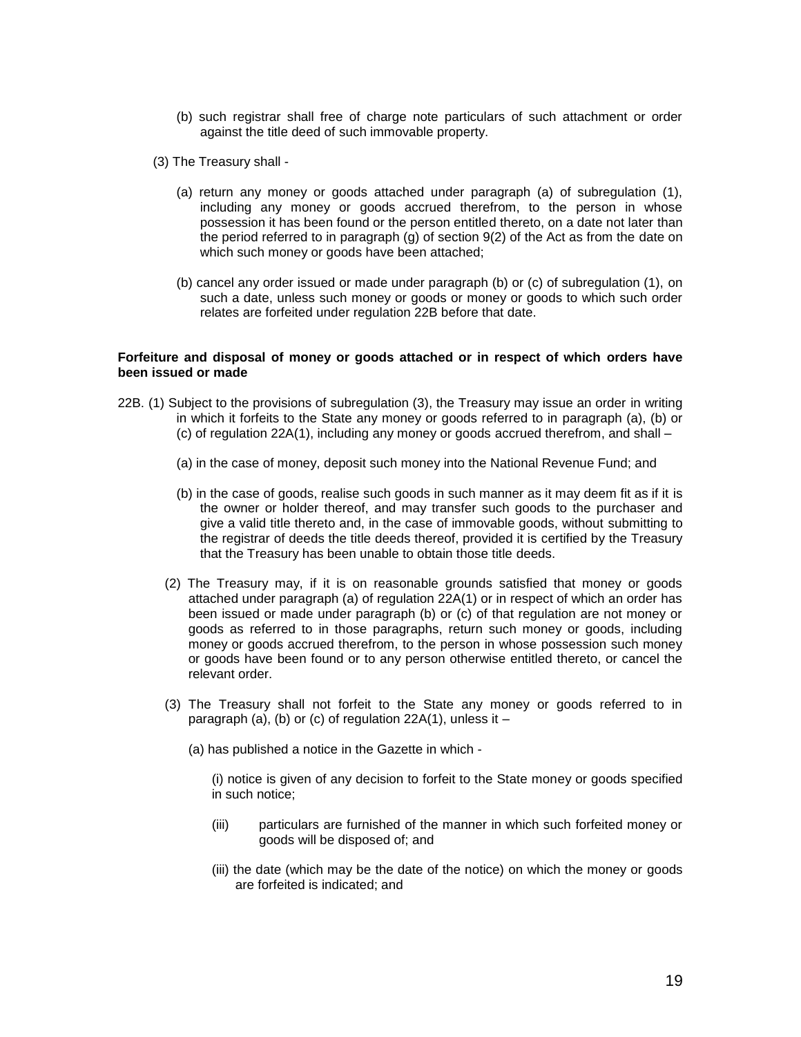(b) such registrar shall free of charge note particulars of such attachment or order against the title deed of such immovable property.

(3) The Treasury shall -

(a) return any money or goods attached under paragraph (a) of subregulation (1), including any money or goods accrued therefrom, to the person in whose possession it has been found or the person entitled thereto, on a date not later than the period referred to in paragraph (g) of section 9(2) of the Act as from the date on which such money or goods have been attached;

(b) cancel any order issued or made under paragraph (b) or (c) of subregulation (1), on such a date, unless such money or goods or money or goods to which such order relates are forfeited under regulation 22B before that date.

**Forfeiture and disposal of money or goods attached or in respect of which orders have been issued or made**

22B. (1) Subject to the provisions of subregulation (3), the Treasury may issue an order in writing in which it forfeits to the State any money or goods referred to in paragraph (a), (b) or (c) of regulation 22A(1), including any money or goods accrued therefrom, and shall –

(a) in the case of money, deposit such money into the National Revenue Fund; and

(b) in the case of goods, realise such goods in such manner as it may deem fit as if it is the owner or holder thereof, and may transfer such goods to the purchaser and give a valid title thereto and, in the case of immovable goods, without submitting to the registrar of deeds the title deeds thereof, provided it is certified by the Treasury that the Treasury has been unable to obtain those title deeds.

(2) The Treasury may, if it is on reasonable grounds satisfied that money or goods attached under paragraph (a) of regulation 22A(1) or in respect of which an order has been issued or made under paragraph (b) or (c) of that regulation are not money or goods as referred to in those paragraphs, return such money or goods, including money or goods accrued therefrom, to the person in whose possession such money or goods have been found or to any person otherwise entitled thereto, or cancel the relevant order.

(3) The Treasury shall not forfeit to the State any money or goods referred to in paragraph (a), (b) or (c) of regulation 22A(1), unless it –

(a) has published a notice in the Gazette in which -

(i) notice is given of any decision to forfeit to the State money or goods specified in such notice;

(iii) particulars are furnished of the manner in which such forfeited money or goods will be disposed of; and

(iii) the date (which may be the date of the notice) on which the money or goods are forfeited is indicated; and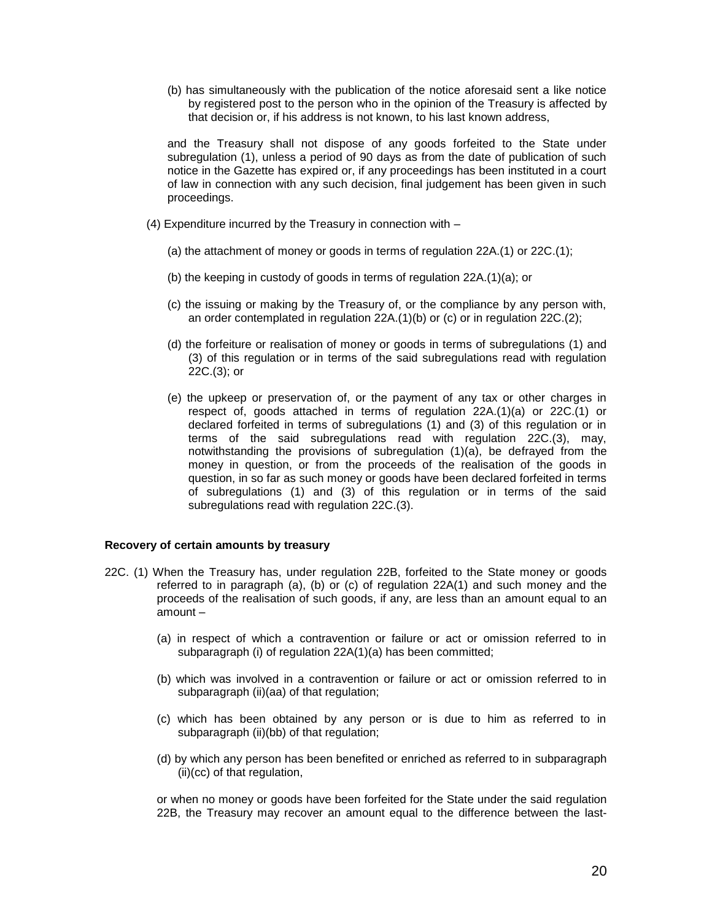(b) has simultaneously with the publication of the notice aforesaid sent a like notice by registered post to the person who in the opinion of the Treasury is affected by that decision or, if his address is not known, to his last known address,

and the Treasury shall not dispose of any goods forfeited to the State under subregulation (1), unless a period of 90 days as from the date of publication of such notice in the Gazette has expired or, if any proceedings has been instituted in a court of law in connection with any such decision, final judgement has been given in such proceedings.

(4) Expenditure incurred by the Treasury in connection with –

(a) the attachment of money or goods in terms of regulation 22A.(1) or 22C.(1);

(b) the keeping in custody of goods in terms of regulation 22A.(1)(a); or

(c) the issuing or making by the Treasury of, or the compliance by any person with, an order contemplated in regulation 22A.(1)(b) or (c) or in regulation 22C.(2);

(d) the forfeiture or realisation of money or goods in terms of subregulations (1) and (3) of this regulation or in terms of the said subregulations read with regulation 22C.(3); or

(e) the upkeep or preservation of, or the payment of any tax or other charges in respect of, goods attached in terms of regulation 22A.(1)(a) or 22C.(1) or declared forfeited in terms of subregulations (1) and (3) of this regulation or in terms of the said subregulations read with regulation 22C.(3), may, notwithstanding the provisions of subregulation (1)(a), be defrayed from the money in question, or from the proceeds of the realisation of the goods in question, in so far as such money or goods have been declared forfeited in terms of subregulations (1) and (3) of this regulation or in terms of the said subregulations read with regulation 22C.(3).

**Recovery of certain amounts by treasury**

22C. (1) When the Treasury has, under regulation 22B, forfeited to the State money or goods referred to in paragraph (a), (b) or (c) of regulation 22A(1) and such money and the proceeds of the realisation of such goods, if any, are less than an amount equal to an amount –

(a) in respect of which a contravention or failure or act or omission referred to in subparagraph (i) of regulation 22A(1)(a) has been committed;

(b) which was involved in a contravention or failure or act or omission referred to in subparagraph (ii)(aa) of that regulation;

(c) which has been obtained by any person or is due to him as referred to in subparagraph (ii)(bb) of that regulation;

(d) by which any person has been benefited or enriched as referred to in subparagraph (ii)(cc) of that regulation,

or when no money or goods have been forfeited for the State under the said regulation 22B, the Treasury may recover an amount equal to the difference between the last-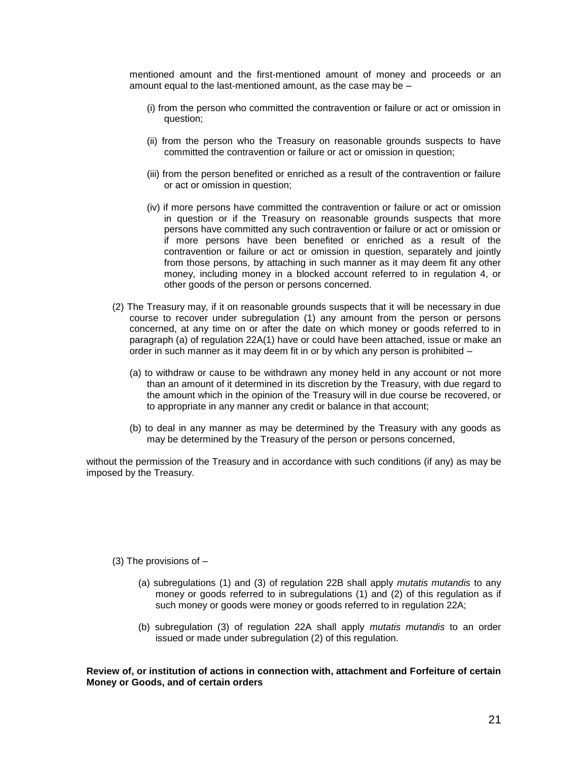mentioned amount and the first-mentioned amount of money and proceeds or an amount equal to the last-mentioned amount, as the case may be –

(i) from the person who committed the contravention or failure or act or omission in question;

(ii) from the person who the Treasury on reasonable grounds suspects to have committed the contravention or failure or act or omission in question;

(iii) from the person benefited or enriched as a result of the contravention or failure or act or omission in question;

(iv) if more persons have committed the contravention or failure or act or omission in question or if the Treasury on reasonable grounds suspects that more persons have committed any such contravention or failure or act or omission or if more persons have been benefited or enriched as a result of the contravention or failure or act or omission in question, separately and jointly from those persons, by attaching in such manner as it may deem fit any other money, including money in a blocked account referred to in regulation 4, or other goods of the person or persons concerned.

(2) The Treasury may, if it on reasonable grounds suspects that it will be necessary in due course to recover under subregulation (1) any amount from the person or persons concerned, at any time on or after the date on which money or goods referred to in paragraph (a) of regulation 22A(1) have or could have been attached, issue or make an order in such manner as it may deem fit in or by which any person is prohibited –

(a) to withdraw or cause to be withdrawn any money held in any account or not more than an amount of it determined in its discretion by the Treasury, with due regard to the amount which in the opinion of the Treasury will in due course be recovered, or to appropriate in any manner any credit or balance in that account;

(b) to deal in any manner as may be determined by the Treasury with any goods as may be determined by the Treasury of the person or persons concerned,

without the permission of the Treasury and in accordance with such conditions (if any) as may be imposed by the Treasury.

(3) The provisions of –

(a) subregulations (1) and (3) of regulation 22B shall apply *mutatis mutandis* to any money or goods referred to in subregulations (1) and (2) of this regulation as if such money or goods were money or goods referred to in regulation 22A;

(b) subregulation (3) of regulation 22A shall apply *mutatis mutandis* to an order issued or made under subregulation (2) of this regulation.

**Review of, or institution of actions in connection with, attachment and Forfeiture of certain Money or Goods, and of certain orders**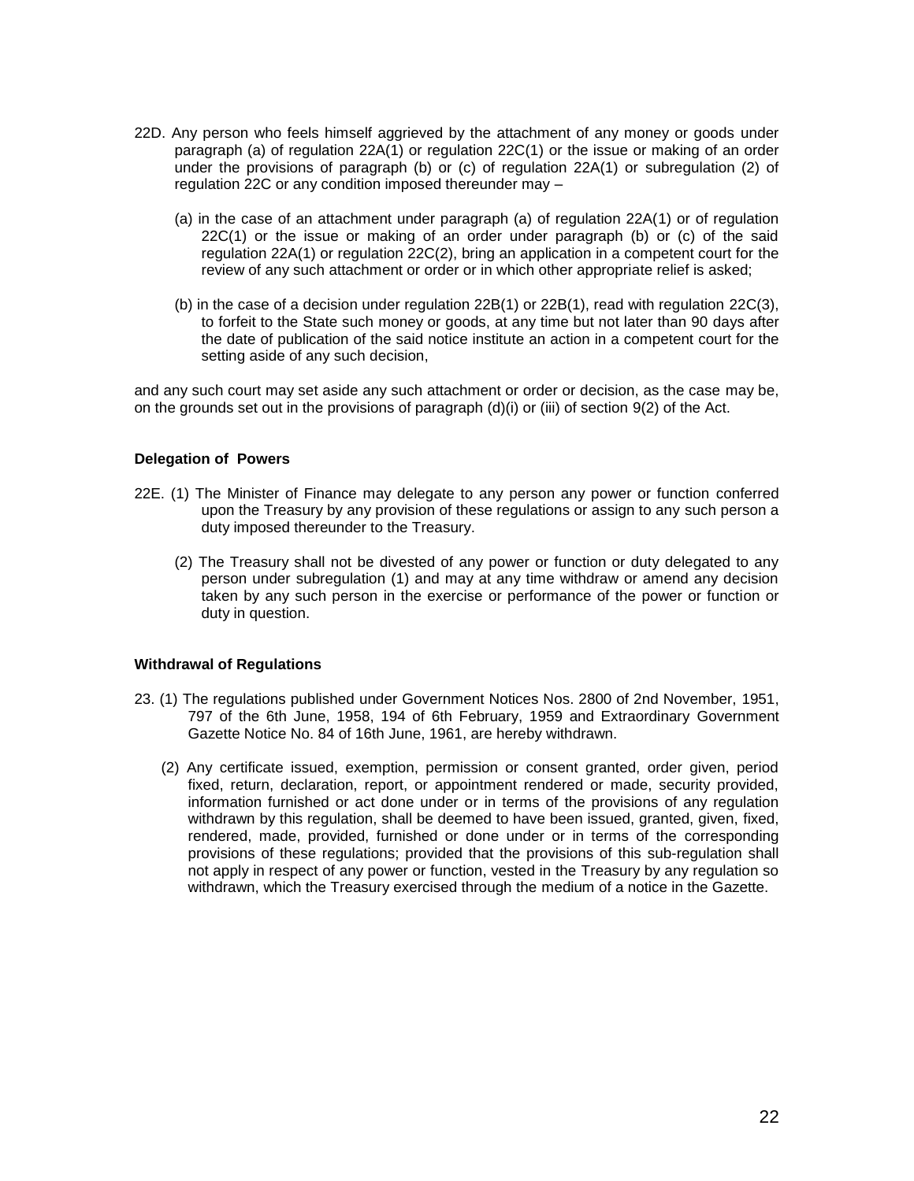22D. Any person who feels himself aggrieved by the attachment of any money or goods under paragraph (a) of regulation 22A(1) or regulation 22C(1) or the issue or making of an order under the provisions of paragraph (b) or (c) of regulation 22A(1) or subregulation (2) of regulation 22C or any condition imposed thereunder may –

(a) in the case of an attachment under paragraph (a) of regulation 22A(1) or of regulation 22C(1) or the issue or making of an order under paragraph (b) or (c) of the said regulation 22A(1) or regulation 22C(2), bring an application in a competent court for the review of any such attachment or order or in which other appropriate relief is asked;

(b) in the case of a decision under regulation 22B(1) or 22B(1), read with regulation 22C(3), to forfeit to the State such money or goods, at any time but not later than 90 days after the date of publication of the said notice institute an action in a competent court for the setting aside of any such decision,

and any such court may set aside any such attachment or order or decision, as the case may be, on the grounds set out in the provisions of paragraph (d)(i) or (iii) of section 9(2) of the Act.

**Delegation of Powers**

22E. (1) The Minister of Finance may delegate to any person any power or function conferred upon the Treasury by any provision of these regulations or assign to any such person a duty imposed thereunder to the Treasury.

(2) The Treasury shall not be divested of any power or function or duty delegated to any person under subregulation (1) and may at any time withdraw or amend any decision taken by any such person in the exercise or performance of the power or function or duty in question.

**Withdrawal of Regulations**

23. (1) The regulations published under Government Notices Nos. 2800 of 2nd November, 1951, 797 of the 6th June, 1958, 194 of 6th February, 1959 and Extraordinary Government Gazette Notice No. 84 of 16th June, 1961, are hereby withdrawn.

(2) Any certificate issued, exemption, permission or consent granted, order given, period fixed, return, declaration, report, or appointment rendered or made, security provided, information furnished or act done under or in terms of the provisions of any regulation withdrawn by this regulation, shall be deemed to have been issued, granted, given, fixed, rendered, made, provided, furnished or done under or in terms of the corresponding provisions of these regulations; provided that the provisions of this sub-regulation shall not apply in respect of any power or function, vested in the Treasury by any regulation so withdrawn, which the Treasury exercised through the medium of a notice in the Gazette.